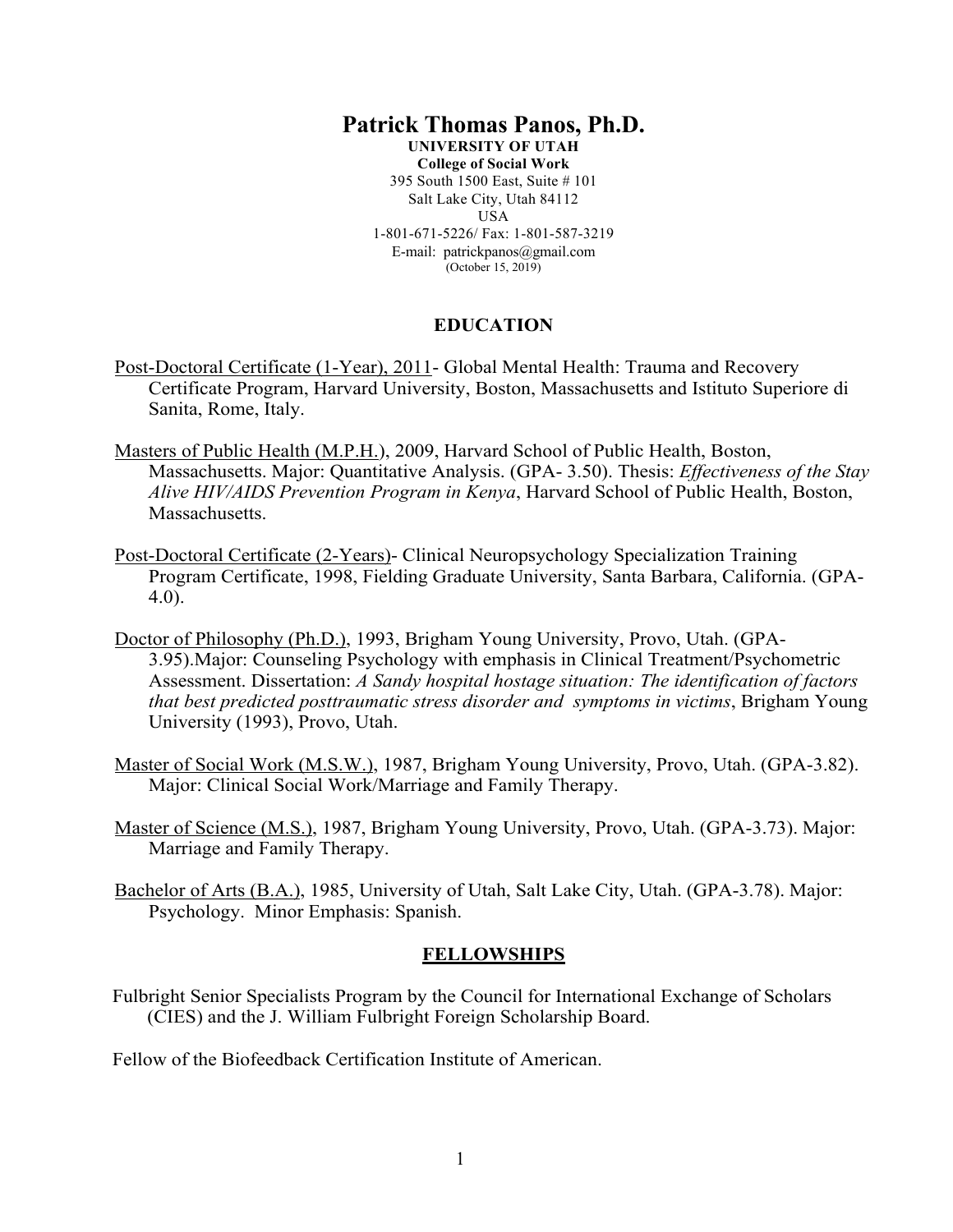# Patrick Thomas Panos, Ph.D.

**UNIVERSITY OF UTAH**
**College of Social Work**
395 South 1500 East, Suite # 101
Salt Lake City, Utah 84112
USA
1-801-671-5226/ Fax: 1-801-587-3219
E-mail: patrickpanos@gmail.com
(October 15, 2019)

## EDUCATION

Post-Doctoral Certificate (1-Year), 2011- Global Mental Health: Trauma and Recovery Certificate Program, Harvard University, Boston, Massachusetts and Istituto Superiore di Sanita, Rome, Italy.

Masters of Public Health (M.P.H.), 2009, Harvard School of Public Health, Boston, Massachusetts. Major: Quantitative Analysis. (GPA- 3.50). Thesis: *Effectiveness of the Stay Alive HIV/AIDS Prevention Program in Kenya*, Harvard School of Public Health, Boston, Massachusetts.

Post-Doctoral Certificate (2-Years)- Clinical Neuropsychology Specialization Training Program Certificate, 1998, Fielding Graduate University, Santa Barbara, California. (GPA- 4.0).

Doctor of Philosophy (Ph.D.), 1993, Brigham Young University, Provo, Utah. (GPA- 3.95).Major: Counseling Psychology with emphasis in Clinical Treatment/Psychometric Assessment. Dissertation: *A Sandy hospital hostage situation: The identification of factors that best predicted posttraumatic stress disorder and symptoms in victims*, Brigham Young University (1993), Provo, Utah.

Master of Social Work (M.S.W.), 1987, Brigham Young University, Provo, Utah. (GPA-3.82). Major: Clinical Social Work/Marriage and Family Therapy.

Master of Science (M.S.), 1987, Brigham Young University, Provo, Utah. (GPA-3.73). Major: Marriage and Family Therapy.

Bachelor of Arts (B.A.), 1985, University of Utah, Salt Lake City, Utah. (GPA-3.78). Major: Psychology. Minor Emphasis: Spanish.

## FELLOWSHIPS

Fulbright Senior Specialists Program by the Council for International Exchange of Scholars (CIES) and the J. William Fulbright Foreign Scholarship Board.

Fellow of the Biofeedback Certification Institute of American.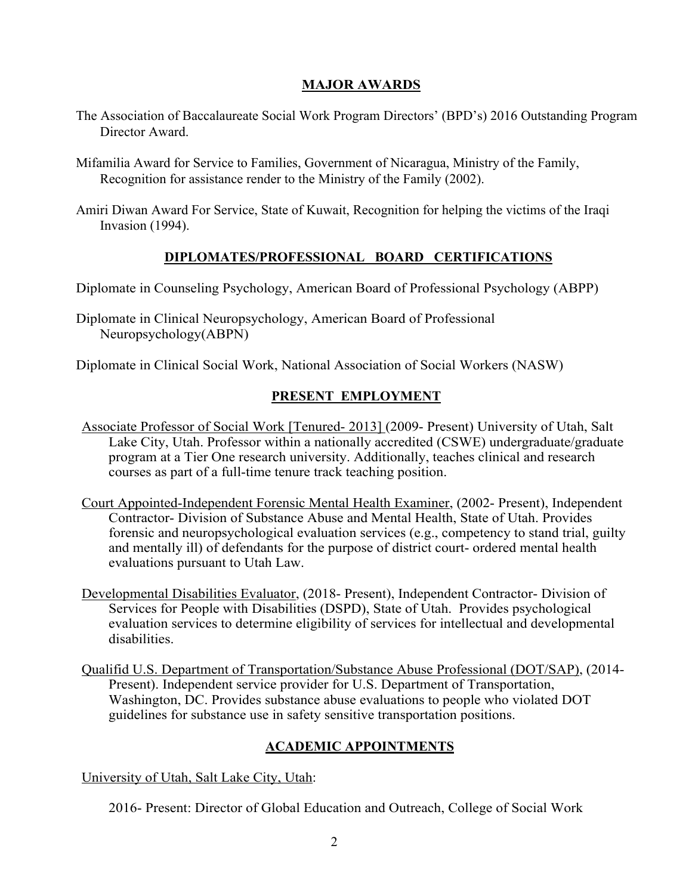## MAJOR AWARDS

The Association of Baccalaureate Social Work Program Directors' (BPD's) 2016 Outstanding Program Director Award.

Mifamilia Award for Service to Families, Government of Nicaragua, Ministry of the Family, Recognition for assistance render to the Ministry of the Family (2002).

Amiri Diwan Award For Service, State of Kuwait, Recognition for helping the victims of the Iraqi Invasion (1994).

## DIPLOMATES/PROFESSIONAL BOARD CERTIFICATIONS

Diplomate in Counseling Psychology, American Board of Professional Psychology (ABPP)

Diplomate in Clinical Neuropsychology, American Board of Professional Neuropsychology(ABPN)

Diplomate in Clinical Social Work, National Association of Social Workers (NASW)

## PRESENT EMPLOYMENT

Associate Professor of Social Work [Tenured- 2013] (2009- Present) University of Utah, Salt Lake City, Utah. Professor within a nationally accredited (CSWE) undergraduate/graduate program at a Tier One research university. Additionally, teaches clinical and research courses as part of a full-time tenure track teaching position.

Court Appointed-Independent Forensic Mental Health Examiner, (2002- Present), Independent Contractor- Division of Substance Abuse and Mental Health, State of Utah. Provides forensic and neuropsychological evaluation services (e.g., competency to stand trial, guilty and mentally ill) of defendants for the purpose of district court- ordered mental health evaluations pursuant to Utah Law.

Developmental Disabilities Evaluator, (2018- Present), Independent Contractor- Division of Services for People with Disabilities (DSPD), State of Utah. Provides psychological evaluation services to determine eligibility of services for intellectual and developmental disabilities.

Qualifid U.S. Department of Transportation/Substance Abuse Professional (DOT/SAP), (2014- Present). Independent service provider for U.S. Department of Transportation, Washington, DC. Provides substance abuse evaluations to people who violated DOT guidelines for substance use in safety sensitive transportation positions.

## ACADEMIC APPOINTMENTS

University of Utah, Salt Lake City, Utah:

2016- Present: Director of Global Education and Outreach, College of Social Work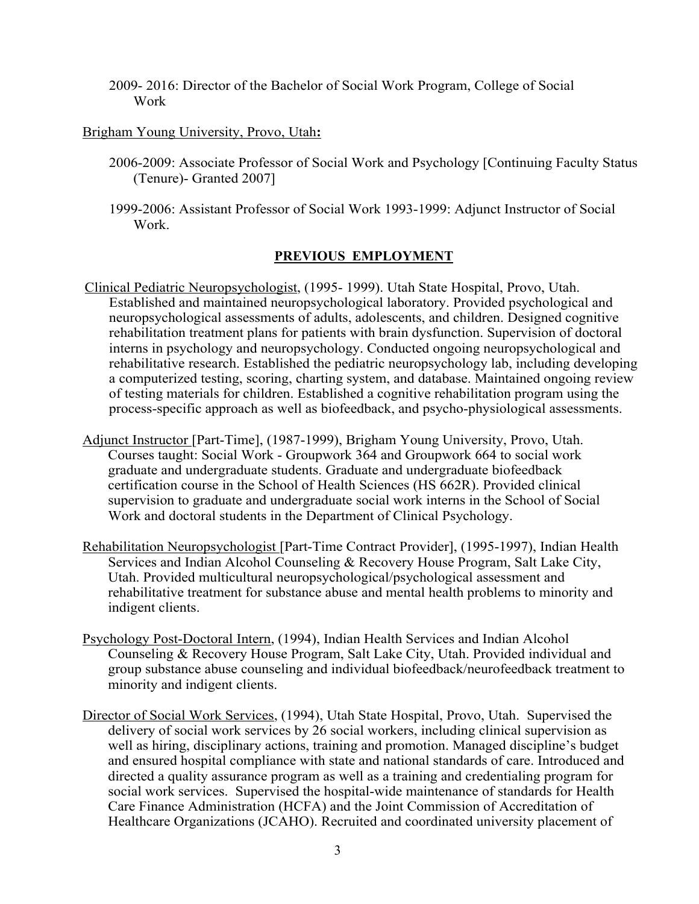2009- 2016: Director of the Bachelor of Social Work Program, College of Social Work

Brigham Young University, Provo, Utah**:**

2006-2009: Associate Professor of Social Work and Psychology [Continuing Faculty Status (Tenure)- Granted 2007]

1999-2006: Assistant Professor of Social Work 1993-1999: Adjunct Instructor of Social Work.

## PREVIOUS EMPLOYMENT

Clinical Pediatric Neuropsychologist, (1995- 1999). Utah State Hospital, Provo, Utah. Established and maintained neuropsychological laboratory. Provided psychological and neuropsychological assessments of adults, adolescents, and children. Designed cognitive rehabilitation treatment plans for patients with brain dysfunction. Supervision of doctoral interns in psychology and neuropsychology. Conducted ongoing neuropsychological and rehabilitative research. Established the pediatric neuropsychology lab, including developing a computerized testing, scoring, charting system, and database. Maintained ongoing review of testing materials for children. Established a cognitive rehabilitation program using the process-specific approach as well as biofeedback, and psycho-physiological assessments.

Adjunct Instructor [Part-Time], (1987-1999), Brigham Young University, Provo, Utah. Courses taught: Social Work - Groupwork 364 and Groupwork 664 to social work graduate and undergraduate students. Graduate and undergraduate biofeedback certification course in the School of Health Sciences (HS 662R). Provided clinical supervision to graduate and undergraduate social work interns in the School of Social Work and doctoral students in the Department of Clinical Psychology.

Rehabilitation Neuropsychologist [Part-Time Contract Provider], (1995-1997), Indian Health Services and Indian Alcohol Counseling & Recovery House Program, Salt Lake City, Utah. Provided multicultural neuropsychological/psychological assessment and rehabilitative treatment for substance abuse and mental health problems to minority and indigent clients.

Psychology Post-Doctoral Intern, (1994), Indian Health Services and Indian Alcohol Counseling & Recovery House Program, Salt Lake City, Utah. Provided individual and group substance abuse counseling and individual biofeedback/neurofeedback treatment to minority and indigent clients.

Director of Social Work Services, (1994), Utah State Hospital, Provo, Utah. Supervised the delivery of social work services by 26 social workers, including clinical supervision as well as hiring, disciplinary actions, training and promotion. Managed discipline's budget and ensured hospital compliance with state and national standards of care. Introduced and directed a quality assurance program as well as a training and credentialing program for social work services. Supervised the hospital-wide maintenance of standards for Health Care Finance Administration (HCFA) and the Joint Commission of Accreditation of Healthcare Organizations (JCAHO). Recruited and coordinated university placement of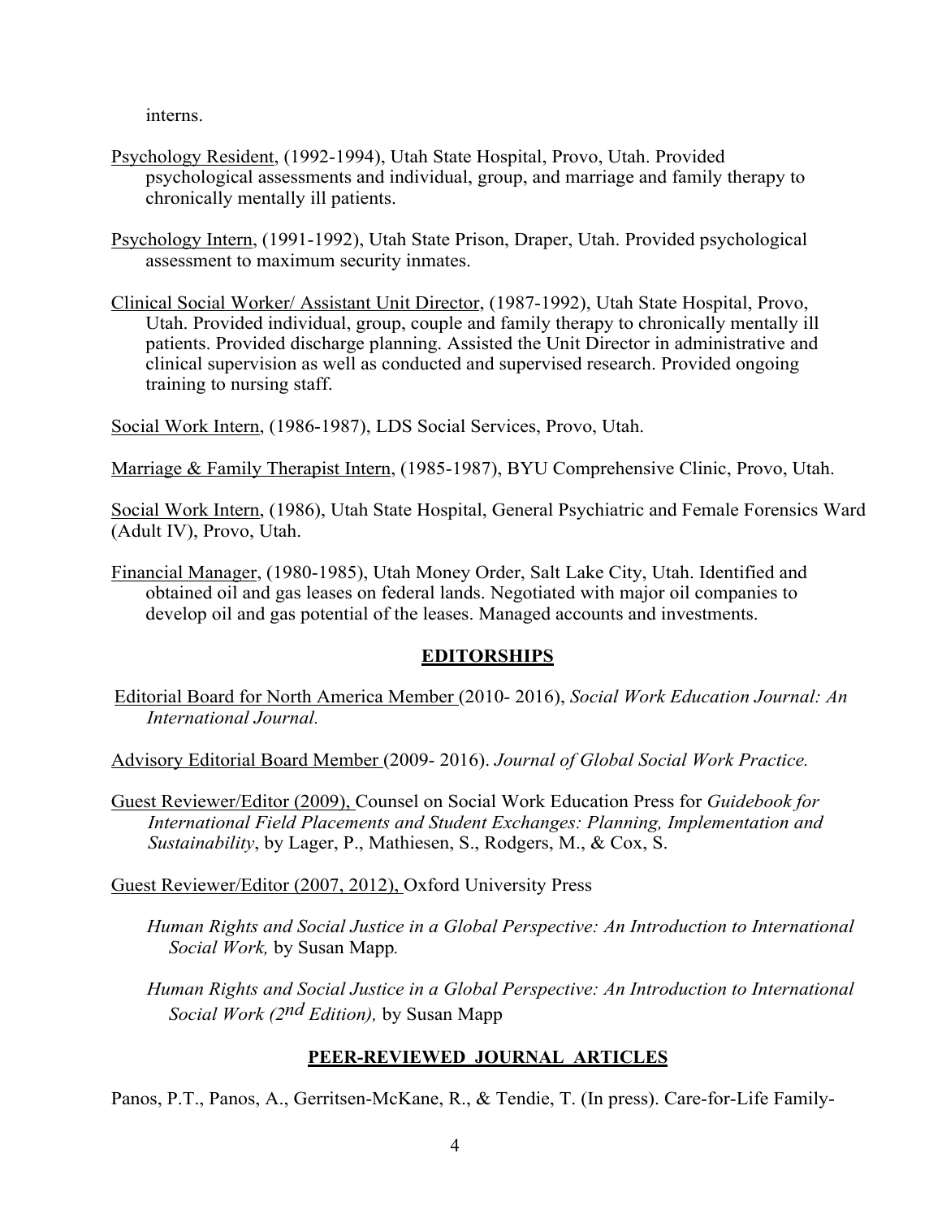interns.

Psychology Resident, (1992-1994), Utah State Hospital, Provo, Utah. Provided psychological assessments and individual, group, and marriage and family therapy to chronically mentally ill patients.

Psychology Intern, (1991-1992), Utah State Prison, Draper, Utah. Provided psychological assessment to maximum security inmates.

Clinical Social Worker/ Assistant Unit Director, (1987-1992), Utah State Hospital, Provo, Utah. Provided individual, group, couple and family therapy to chronically mentally ill patients. Provided discharge planning. Assisted the Unit Director in administrative and clinical supervision as well as conducted and supervised research. Provided ongoing training to nursing staff.

Social Work Intern, (1986-1987), LDS Social Services, Provo, Utah.

Marriage & Family Therapist Intern, (1985-1987), BYU Comprehensive Clinic, Provo, Utah.

Social Work Intern, (1986), Utah State Hospital, General Psychiatric and Female Forensics Ward (Adult IV), Provo, Utah.

Financial Manager, (1980-1985), Utah Money Order, Salt Lake City, Utah. Identified and obtained oil and gas leases on federal lands. Negotiated with major oil companies to develop oil and gas potential of the leases. Managed accounts and investments.

## EDITORSHIPS

Editorial Board for North America Member (2010- 2016), *Social Work Education Journal: An International Journal.*

Advisory Editorial Board Member (2009- 2016). *Journal of Global Social Work Practice.*

Guest Reviewer/Editor (2009), Counsel on Social Work Education Press for *Guidebook for International Field Placements and Student Exchanges: Planning, Implementation and Sustainability*, by Lager, P., Mathiesen, S., Rodgers, M., & Cox, S.

Guest Reviewer/Editor (2007, 2012), Oxford University Press

*Human Rights and Social Justice in a Global Perspective: An Introduction to International Social Work,* by Susan Mapp.

*Human Rights and Social Justice in a Global Perspective: An Introduction to International Social Work (2nd Edition),* by Susan Mapp

## PEER-REVIEWED JOURNAL ARTICLES

Panos, P.T., Panos, A., Gerritsen-McKane, R., & Tendie, T. (In press). Care-for-Life Family-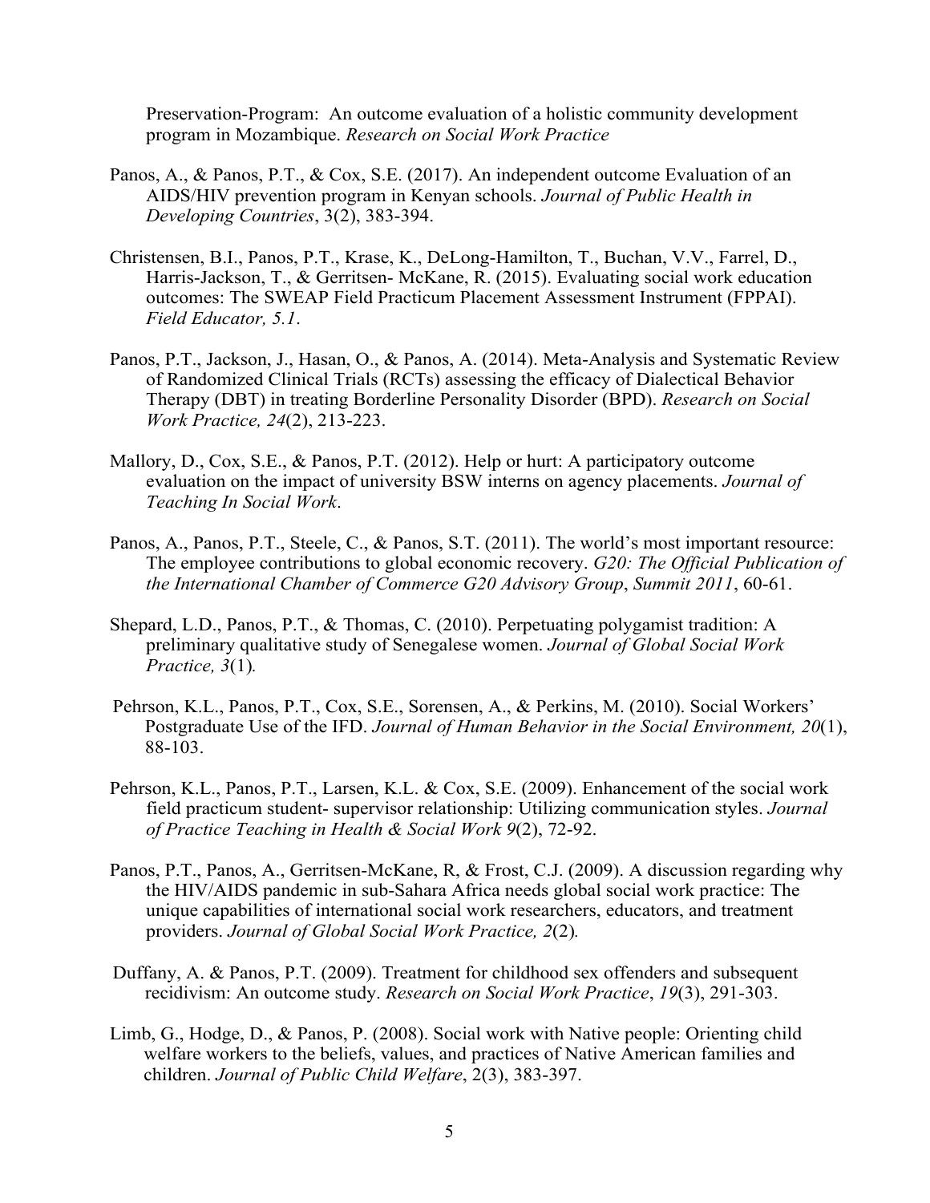Preservation-Program: An outcome evaluation of a holistic community development program in Mozambique. *Research on Social Work Practice*

Panos, A., & Panos, P.T., & Cox, S.E. (2017). An independent outcome Evaluation of an AIDS/HIV prevention program in Kenyan schools. *Journal of Public Health in Developing Countries*, 3(2), 383-394.

Christensen, B.I., Panos, P.T., Krase, K., DeLong-Hamilton, T., Buchan, V.V., Farrel, D., Harris-Jackson, T., & Gerritsen- McKane, R. (2015). Evaluating social work education outcomes: The SWEAP Field Practicum Placement Assessment Instrument (FPPAI). *Field Educator, 5.1*.

Panos, P.T., Jackson, J., Hasan, O., & Panos, A. (2014). Meta-Analysis and Systematic Review of Randomized Clinical Trials (RCTs) assessing the efficacy of Dialectical Behavior Therapy (DBT) in treating Borderline Personality Disorder (BPD). *Research on Social Work Practice, 24*(2), 213-223.

Mallory, D., Cox, S.E., & Panos, P.T. (2012). Help or hurt: A participatory outcome evaluation on the impact of university BSW interns on agency placements. *Journal of Teaching In Social Work*.

Panos, A., Panos, P.T., Steele, C., & Panos, S.T. (2011). The world's most important resource: The employee contributions to global economic recovery. *G20: The Official Publication of the International Chamber of Commerce G20 Advisory Group*, *Summit 2011*, 60-61.

Shepard, L.D., Panos, P.T., & Thomas, C. (2010). Perpetuating polygamist tradition: A preliminary qualitative study of Senegalese women. *Journal of Global Social Work Practice, 3*(1).

Pehrson, K.L., Panos, P.T., Cox, S.E., Sorensen, A., & Perkins, M. (2010). Social Workers' Postgraduate Use of the IFD. *Journal of Human Behavior in the Social Environment, 20*(1), 88-103.

Pehrson, K.L., Panos, P.T., Larsen, K.L. & Cox, S.E. (2009). Enhancement of the social work field practicum student- supervisor relationship: Utilizing communication styles. *Journal of Practice Teaching in Health & Social Work 9*(2), 72-92.

Panos, P.T., Panos, A., Gerritsen-McKane, R, & Frost, C.J. (2009). A discussion regarding why the HIV/AIDS pandemic in sub-Sahara Africa needs global social work practice: The unique capabilities of international social work researchers, educators, and treatment providers. *Journal of Global Social Work Practice, 2*(2).

Duffany, A. & Panos, P.T. (2009). Treatment for childhood sex offenders and subsequent recidivism: An outcome study. *Research on Social Work Practice*, *19*(3), 291-303.

Limb, G., Hodge, D., & Panos, P. (2008). Social work with Native people: Orienting child welfare workers to the beliefs, values, and practices of Native American families and children. *Journal of Public Child Welfare*, 2(3), 383-397.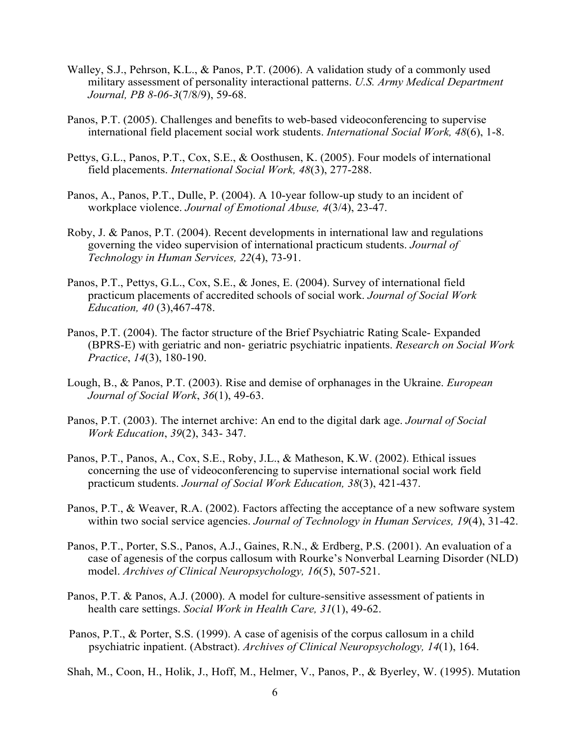Walley, S.J., Pehrson, K.L., & Panos, P.T. (2006). A validation study of a commonly used military assessment of personality interactional patterns. *U.S. Army Medical Department Journal, PB 8-06-3*(7/8/9), 59-68.

Panos, P.T. (2005). Challenges and benefits to web-based videoconferencing to supervise international field placement social work students. *International Social Work, 48*(6), 1-8.

Pettys, G.L., Panos, P.T., Cox, S.E., & Oosthusen, K. (2005). Four models of international field placements. *International Social Work, 48*(3), 277-288.

Panos, A., Panos, P.T., Dulle, P. (2004). A 10-year follow-up study to an incident of workplace violence. *Journal of Emotional Abuse, 4*(3/4), 23-47.

Roby, J. & Panos, P.T. (2004). Recent developments in international law and regulations governing the video supervision of international practicum students. *Journal of Technology in Human Services, 22*(4), 73-91.

Panos, P.T., Pettys, G.L., Cox, S.E., & Jones, E. (2004). Survey of international field practicum placements of accredited schools of social work. *Journal of Social Work Education, 40* (3),467-478.

Panos, P.T. (2004). The factor structure of the Brief Psychiatric Rating Scale- Expanded (BPRS-E) with geriatric and non- geriatric psychiatric inpatients. *Research on Social Work Practice*, *14*(3), 180-190.

Lough, B., & Panos, P.T. (2003). Rise and demise of orphanages in the Ukraine. *European Journal of Social Work*, *36*(1), 49-63.

Panos, P.T. (2003). The internet archive: An end to the digital dark age. *Journal of Social Work Education*, *39*(2), 343- 347.

Panos, P.T., Panos, A., Cox, S.E., Roby, J.L., & Matheson, K.W. (2002). Ethical issues concerning the use of videoconferencing to supervise international social work field practicum students. *Journal of Social Work Education, 38*(3), 421-437.

Panos, P.T., & Weaver, R.A. (2002). Factors affecting the acceptance of a new software system within two social service agencies. *Journal of Technology in Human Services, 19*(4), 31-42.

Panos, P.T., Porter, S.S., Panos, A.J., Gaines, R.N., & Erdberg, P.S. (2001). An evaluation of a case of agenesis of the corpus callosum with Rourke's Nonverbal Learning Disorder (NLD) model. *Archives of Clinical Neuropsychology, 16*(5), 507-521.

Panos, P.T. & Panos, A.J. (2000). A model for culture-sensitive assessment of patients in health care settings. *Social Work in Health Care, 31*(1), 49-62.

Panos, P.T., & Porter, S.S. (1999). A case of agenisis of the corpus callosum in a child psychiatric inpatient. (Abstract). *Archives of Clinical Neuropsychology, 14*(1), 164.

Shah, M., Coon, H., Holik, J., Hoff, M., Helmer, V., Panos, P., & Byerley, W. (1995). Mutation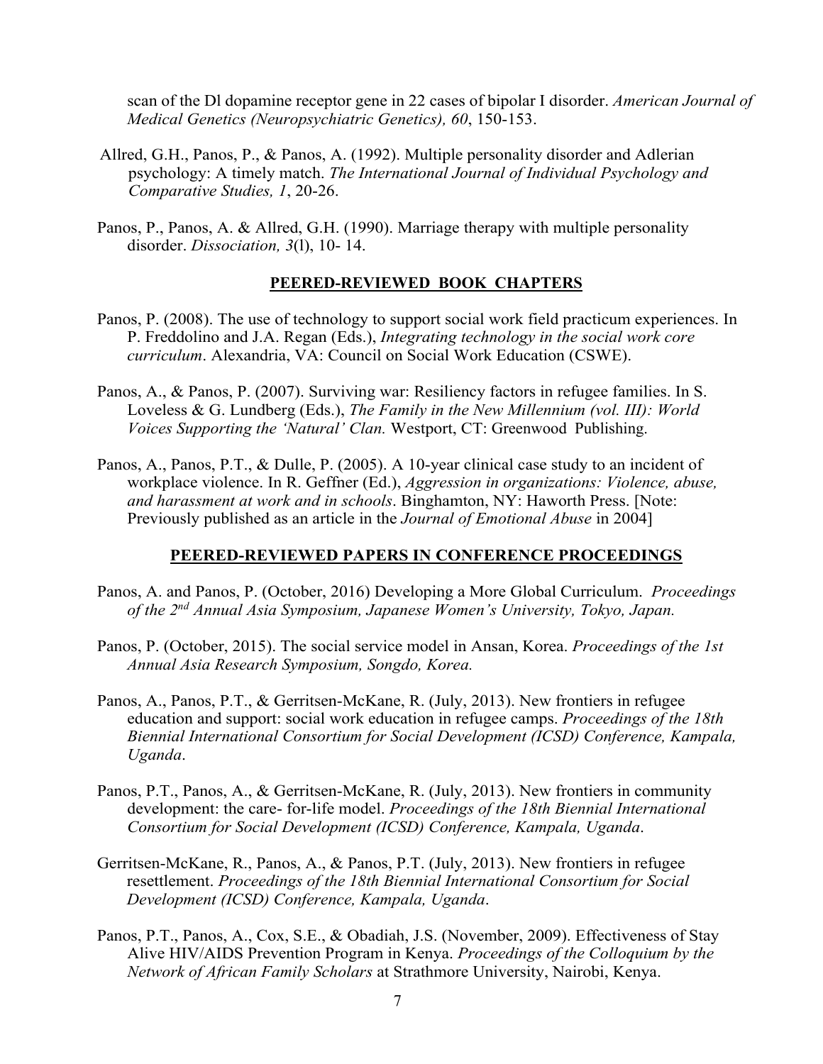scan of the Dl dopamine receptor gene in 22 cases of bipolar I disorder. *American Journal of Medical Genetics (Neuropsychiatric Genetics), 60*, 150-153.

Allred, G.H., Panos, P., & Panos, A. (1992). Multiple personality disorder and Adlerian psychology: A timely match. *The International Journal of Individual Psychology and Comparative Studies, 1*, 20-26.

Panos, P., Panos, A. & Allred, G.H. (1990). Marriage therapy with multiple personality disorder. *Dissociation, 3*(l), 10- 14.

## PEERED-REVIEWED BOOK CHAPTERS

Panos, P. (2008). The use of technology to support social work field practicum experiences. In P. Freddolino and J.A. Regan (Eds.), *Integrating technology in the social work core curriculum*. Alexandria, VA: Council on Social Work Education (CSWE).

Panos, A., & Panos, P. (2007). Surviving war: Resiliency factors in refugee families. In S. Loveless & G. Lundberg (Eds.), *The Family in the New Millennium (vol. III): World Voices Supporting the 'Natural' Clan.* Westport, CT: Greenwood Publishing.

Panos, A., Panos, P.T., & Dulle, P. (2005). A 10-year clinical case study to an incident of workplace violence. In R. Geffner (Ed.), *Aggression in organizations: Violence, abuse, and harassment at work and in schools*. Binghamton, NY: Haworth Press. [Note: Previously published as an article in the *Journal of Emotional Abuse* in 2004]

## PEERED-REVIEWED PAPERS IN CONFERENCE PROCEEDINGS

Panos, A. and Panos, P. (October, 2016) Developing a More Global Curriculum. *Proceedings of the 2nd Annual Asia Symposium, Japanese Women's University, Tokyo, Japan.*

Panos, P. (October, 2015). The social service model in Ansan, Korea. *Proceedings of the 1st Annual Asia Research Symposium, Songdo, Korea.*

Panos, A., Panos, P.T., & Gerritsen-McKane, R. (July, 2013). New frontiers in refugee education and support: social work education in refugee camps. *Proceedings of the 18th Biennial International Consortium for Social Development (ICSD) Conference, Kampala, Uganda*.

Panos, P.T., Panos, A., & Gerritsen-McKane, R. (July, 2013). New frontiers in community development: the care- for-life model. *Proceedings of the 18th Biennial International Consortium for Social Development (ICSD) Conference, Kampala, Uganda*.

Gerritsen-McKane, R., Panos, A., & Panos, P.T. (July, 2013). New frontiers in refugee resettlement. *Proceedings of the 18th Biennial International Consortium for Social Development (ICSD) Conference, Kampala, Uganda*.

Panos, P.T., Panos, A., Cox, S.E., & Obadiah, J.S. (November, 2009). Effectiveness of Stay Alive HIV/AIDS Prevention Program in Kenya. *Proceedings of the Colloquium by the Network of African Family Scholars* at Strathmore University, Nairobi, Kenya.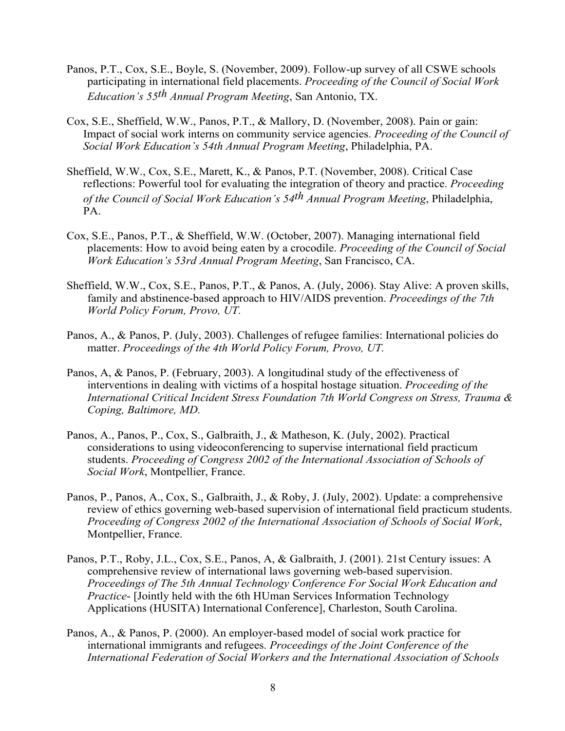Panos, P.T., Cox, S.E., Boyle, S. (November, 2009). Follow-up survey of all CSWE schools participating in international field placements. *Proceeding of the Council of Social Work Education's 55th Annual Program Meeting*, San Antonio, TX.

Cox, S.E., Sheffield, W.W., Panos, P.T., & Mallory, D. (November, 2008). Pain or gain: Impact of social work interns on community service agencies. *Proceeding of the Council of Social Work Education's 54th Annual Program Meeting*, Philadelphia, PA.

Sheffield, W.W., Cox, S.E., Marett, K., & Panos, P.T. (November, 2008). Critical Case reflections: Powerful tool for evaluating the integration of theory and practice. *Proceeding of the Council of Social Work Education's 54th Annual Program Meeting*, Philadelphia, PA.

Cox, S.E., Panos, P.T., & Sheffield, W.W. (October, 2007). Managing international field placements: How to avoid being eaten by a crocodile. *Proceeding of the Council of Social Work Education's 53rd Annual Program Meeting*, San Francisco, CA.

Sheffield, W.W., Cox, S.E., Panos, P.T., & Panos, A. (July, 2006). Stay Alive: A proven skills, family and abstinence-based approach to HIV/AIDS prevention. *Proceedings of the 7th World Policy Forum, Provo, UT.*

Panos, A., & Panos, P. (July, 2003). Challenges of refugee families: International policies do matter. *Proceedings of the 4th World Policy Forum, Provo, UT.*

Panos, A, & Panos, P. (February, 2003). A longitudinal study of the effectiveness of interventions in dealing with victims of a hospital hostage situation. *Proceeding of the International Critical Incident Stress Foundation 7th World Congress on Stress, Trauma & Coping, Baltimore, MD.*

Panos, A., Panos, P., Cox, S., Galbraith, J., & Matheson, K. (July, 2002). Practical considerations to using videoconferencing to supervise international field practicum students. *Proceeding of Congress 2002 of the International Association of Schools of Social Work*, Montpellier, France.

Panos, P., Panos, A., Cox, S., Galbraith, J., & Roby, J. (July, 2002). Update: a comprehensive review of ethics governing web-based supervision of international field practicum students. *Proceeding of Congress 2002 of the International Association of Schools of Social Work*, Montpellier, France.

Panos, P.T., Roby, J.L., Cox, S.E., Panos, A, & Galbraith, J. (2001). 21st Century issues: A comprehensive review of international laws governing web-based supervision. *Proceedings of The 5th Annual Technology Conference For Social Work Education and Practice*- [Jointly held with the 6th HUman Services Information Technology Applications (HUSITA) International Conference], Charleston, South Carolina.

Panos, A., & Panos, P. (2000). An employer-based model of social work practice for international immigrants and refugees. *Proceedings of the Joint Conference of the International Federation of Social Workers and the International Association of Schools*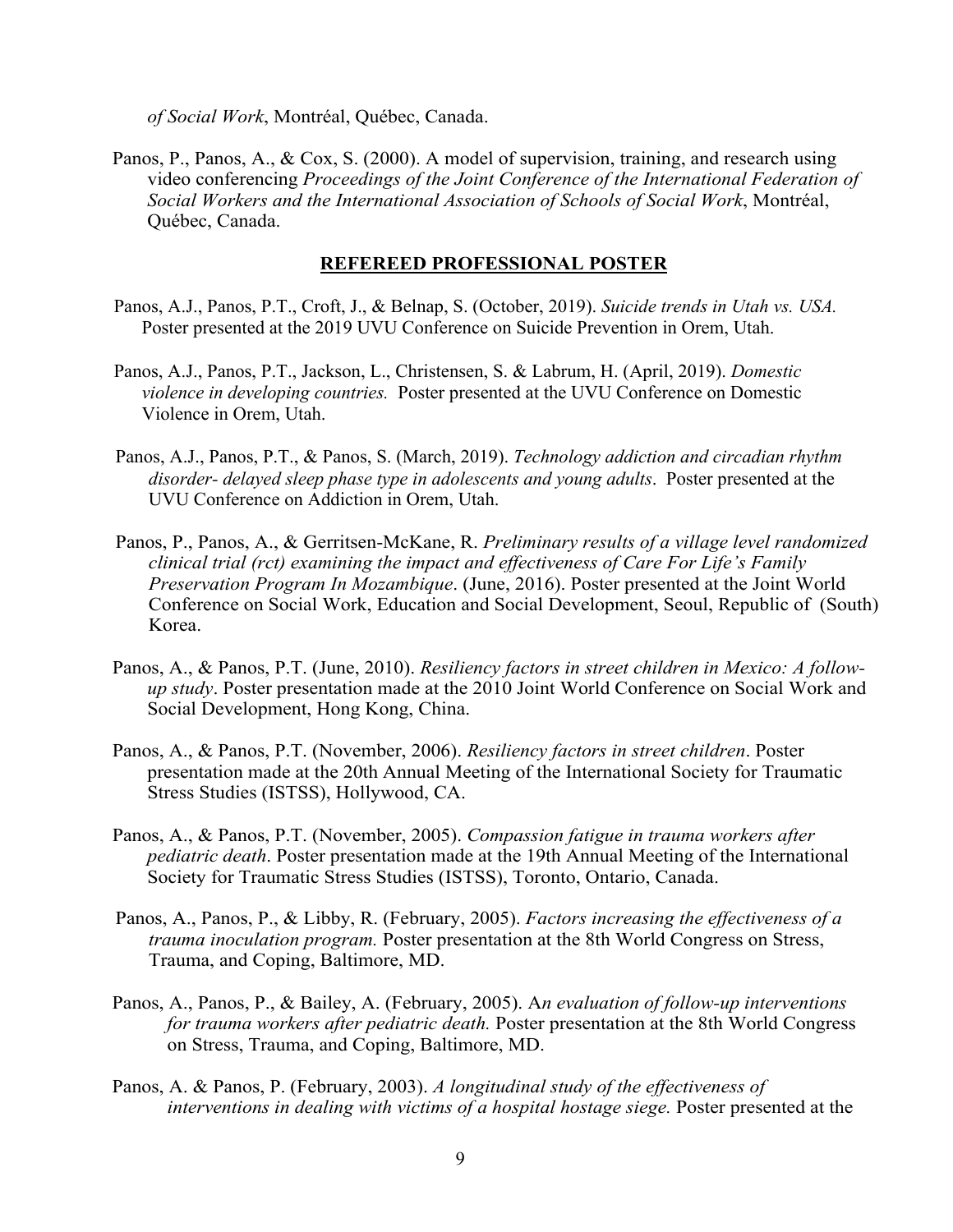*of Social Work*, Montréal, Québec, Canada.

Panos, P., Panos, A., & Cox, S. (2000). A model of supervision, training, and research using video conferencing *Proceedings of the Joint Conference of the International Federation of Social Workers and the International Association of Schools of Social Work*, Montréal, Québec, Canada.

## REFEREED PROFESSIONAL POSTER

Panos, A.J., Panos, P.T., Croft, J., & Belnap, S. (October, 2019). *Suicide trends in Utah vs. USA.* Poster presented at the 2019 UVU Conference on Suicide Prevention in Orem, Utah.

Panos, A.J., Panos, P.T., Jackson, L., Christensen, S. & Labrum, H. (April, 2019). *Domestic violence in developing countries.* Poster presented at the UVU Conference on Domestic Violence in Orem, Utah.

Panos, A.J., Panos, P.T., & Panos, S. (March, 2019). *Technology addiction and circadian rhythm disorder- delayed sleep phase type in adolescents and young adults*. Poster presented at the UVU Conference on Addiction in Orem, Utah.

Panos, P., Panos, A., & Gerritsen-McKane, R. *Preliminary results of a village level randomized clinical trial (rct) examining the impact and effectiveness of Care For Life's Family Preservation Program In Mozambique*. (June, 2016). Poster presented at the Joint World Conference on Social Work, Education and Social Development, Seoul, Republic of (South) Korea.

Panos, A., & Panos, P.T. (June, 2010). *Resiliency factors in street children in Mexico: A follow-up study*. Poster presentation made at the 2010 Joint World Conference on Social Work and Social Development, Hong Kong, China.

Panos, A., & Panos, P.T. (November, 2006). *Resiliency factors in street children*. Poster presentation made at the 20th Annual Meeting of the International Society for Traumatic Stress Studies (ISTSS), Hollywood, CA.

Panos, A., & Panos, P.T. (November, 2005). *Compassion fatigue in trauma workers after pediatric death*. Poster presentation made at the 19th Annual Meeting of the International Society for Traumatic Stress Studies (ISTSS), Toronto, Ontario, Canada.

Panos, A., Panos, P., & Libby, R. (February, 2005). *Factors increasing the effectiveness of a trauma inoculation program.* Poster presentation at the 8th World Congress on Stress, Trauma, and Coping, Baltimore, MD.

Panos, A., Panos, P., & Bailey, A. (February, 2005). A*n evaluation of follow-up interventions for trauma workers after pediatric death.* Poster presentation at the 8th World Congress on Stress, Trauma, and Coping, Baltimore, MD.

Panos, A. & Panos, P. (February, 2003). *A longitudinal study of the effectiveness of interventions in dealing with victims of a hospital hostage siege.* Poster presented at the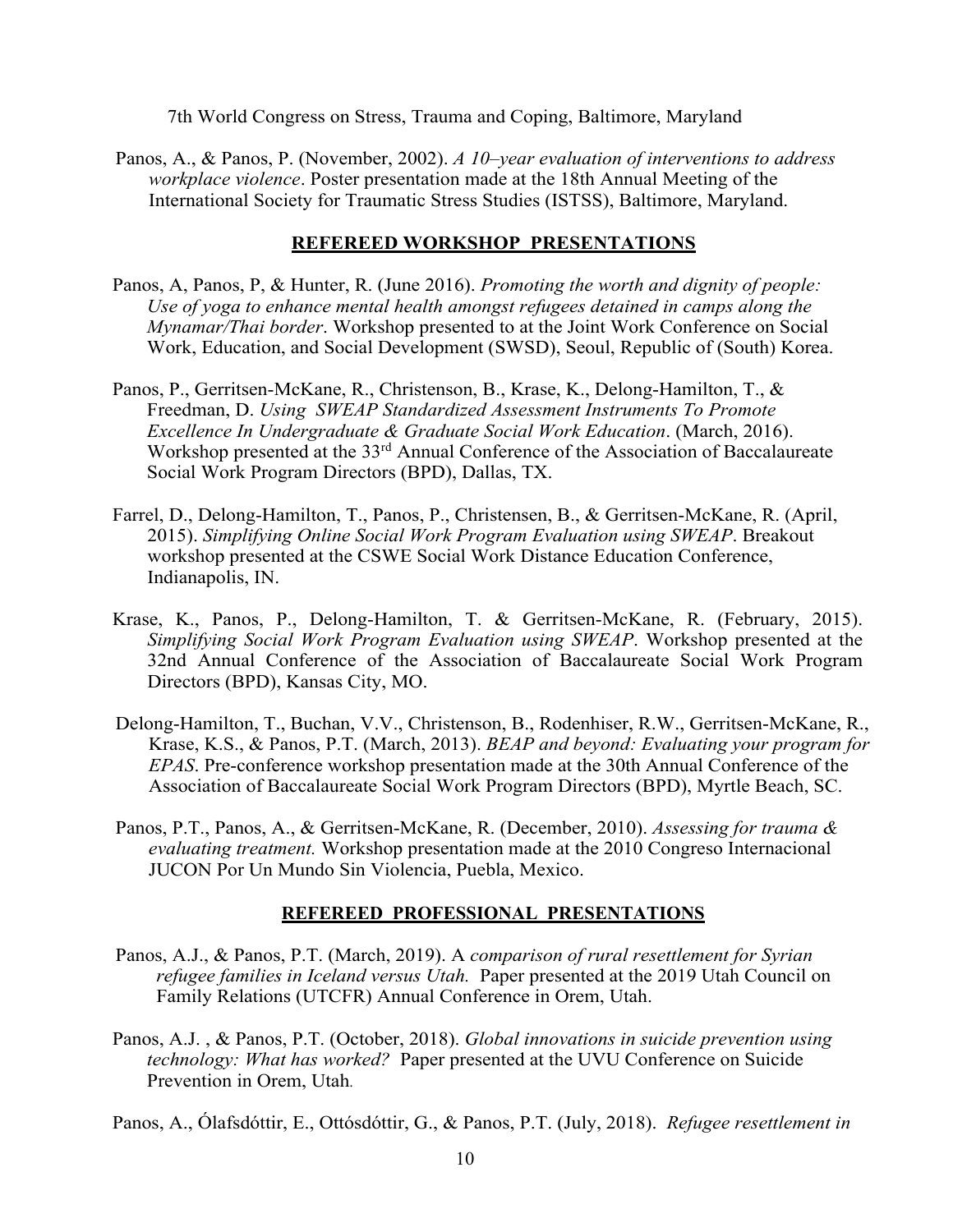7th World Congress on Stress, Trauma and Coping, Baltimore, Maryland

Panos, A., & Panos, P. (November, 2002). *A 10–year evaluation of interventions to address workplace violence*. Poster presentation made at the 18th Annual Meeting of the International Society for Traumatic Stress Studies (ISTSS), Baltimore, Maryland.

## REFEREED WORKSHOP PRESENTATIONS

Panos, A, Panos, P, & Hunter, R. (June 2016). *Promoting the worth and dignity of people: Use of yoga to enhance mental health amongst refugees detained in camps along the Mynamar/Thai border*. Workshop presented to at the Joint Work Conference on Social Work, Education, and Social Development (SWSD), Seoul, Republic of (South) Korea.

Panos, P., Gerritsen-McKane, R., Christenson, B., Krase, K., Delong-Hamilton, T., & Freedman, D. *Using SWEAP Standardized Assessment Instruments To Promote Excellence In Undergraduate & Graduate Social Work Education*. (March, 2016). Workshop presented at the 33rd Annual Conference of the Association of Baccalaureate Social Work Program Directors (BPD), Dallas, TX.

Farrel, D., Delong-Hamilton, T., Panos, P., Christensen, B., & Gerritsen-McKane, R. (April, 2015). *Simplifying Online Social Work Program Evaluation using SWEAP*. Breakout workshop presented at the CSWE Social Work Distance Education Conference, Indianapolis, IN.

Krase, K., Panos, P., Delong-Hamilton, T. & Gerritsen-McKane, R. (February, 2015). *Simplifying Social Work Program Evaluation using SWEAP*. Workshop presented at the 32nd Annual Conference of the Association of Baccalaureate Social Work Program Directors (BPD), Kansas City, MO.

Delong-Hamilton, T., Buchan, V.V., Christenson, B., Rodenhiser, R.W., Gerritsen-McKane, R., Krase, K.S., & Panos, P.T. (March, 2013). *BEAP and beyond: Evaluating your program for EPAS*. Pre-conference workshop presentation made at the 30th Annual Conference of the Association of Baccalaureate Social Work Program Directors (BPD), Myrtle Beach, SC.

Panos, P.T., Panos, A., & Gerritsen-McKane, R. (December, 2010). *Assessing for trauma & evaluating treatment.* Workshop presentation made at the 2010 Congreso Internacional JUCON Por Un Mundo Sin Violencia, Puebla, Mexico.

## REFEREED PROFESSIONAL PRESENTATIONS

Panos, A.J., & Panos, P.T. (March, 2019). A *comparison of rural resettlement for Syrian refugee families in Iceland versus Utah.* Paper presented at the 2019 Utah Council on Family Relations (UTCFR) Annual Conference in Orem, Utah.

Panos, A.J. , & Panos, P.T. (October, 2018). *Global innovations in suicide prevention using technology: What has worked?* Paper presented at the UVU Conference on Suicide Prevention in Orem, Utah.

Panos, A., Ólafsdóttir, E., Ottósdóttir, G., & Panos, P.T. (July, 2018). *Refugee resettlement in*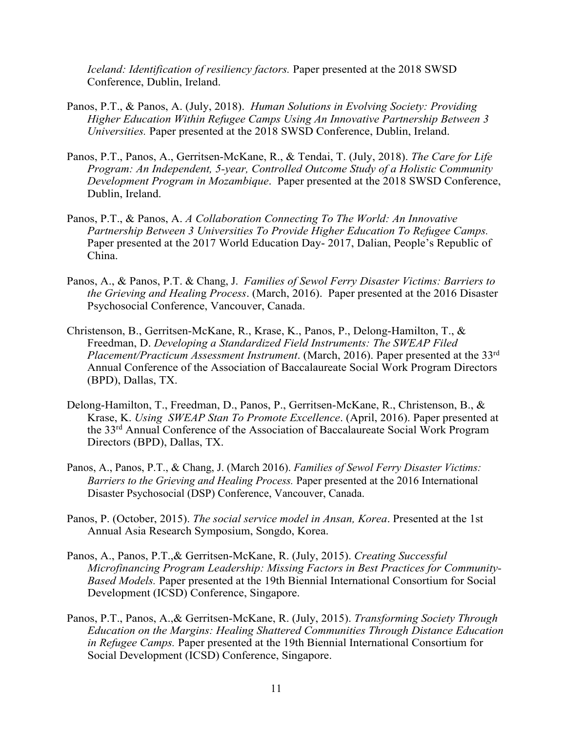*Iceland: Identification of resiliency factors.* Paper presented at the 2018 SWSD Conference, Dublin, Ireland.

Panos, P.T., & Panos, A. (July, 2018). *Human Solutions in Evolving Society: Providing Higher Education Within Refugee Camps Using An Innovative Partnership Between 3 Universities.* Paper presented at the 2018 SWSD Conference, Dublin, Ireland.

Panos, P.T., Panos, A., Gerritsen-McKane, R., & Tendai, T. (July, 2018). *The Care for Life Program: An Independent, 5-year, Controlled Outcome Study of a Holistic Community Development Program in Mozambique*. Paper presented at the 2018 SWSD Conference, Dublin, Ireland.

Panos, P.T., & Panos, A. *A Collaboration Connecting To The World: An Innovative Partnership Between 3 Universities To Provide Higher Education To Refugee Camps.* Paper presented at the 2017 World Education Day- 2017, Dalian, People's Republic of China.

Panos, A., & Panos, P.T. & Chang, J. *Families of Sewol Ferry Disaster Victims: Barriers to the Grieving and Healing Process*. (March, 2016). Paper presented at the 2016 Disaster Psychosocial Conference, Vancouver, Canada.

Christenson, B., Gerritsen-McKane, R., Krase, K., Panos, P., Delong-Hamilton, T., & Freedman, D. *Developing a Standardized Field Instruments: The SWEAP Filed Placement/Practicum Assessment Instrument*. (March, 2016). Paper presented at the 33rd Annual Conference of the Association of Baccalaureate Social Work Program Directors (BPD), Dallas, TX.

Delong-Hamilton, T., Freedman, D., Panos, P., Gerritsen-McKane, R., Christenson, B., & Krase, K. *Using SWEAP Stan To Promote Excellence*. (April, 2016). Paper presented at the 33rd Annual Conference of the Association of Baccalaureate Social Work Program Directors (BPD), Dallas, TX.

Panos, A., Panos, P.T., & Chang, J. (March 2016). *Families of Sewol Ferry Disaster Victims: Barriers to the Grieving and Healing Process.* Paper presented at the 2016 International Disaster Psychosocial (DSP) Conference, Vancouver, Canada.

Panos, P. (October, 2015). *The social service model in Ansan, Korea*. Presented at the 1st Annual Asia Research Symposium, Songdo, Korea.

Panos, A., Panos, P.T.,& Gerritsen-McKane, R. (July, 2015). *Creating Successful Microfinancing Program Leadership: Missing Factors in Best Practices for Community-Based Models.* Paper presented at the 19th Biennial International Consortium for Social Development (ICSD) Conference, Singapore.

Panos, P.T., Panos, A.,& Gerritsen-McKane, R. (July, 2015). *Transforming Society Through Education on the Margins: Healing Shattered Communities Through Distance Education in Refugee Camps.* Paper presented at the 19th Biennial International Consortium for Social Development (ICSD) Conference, Singapore.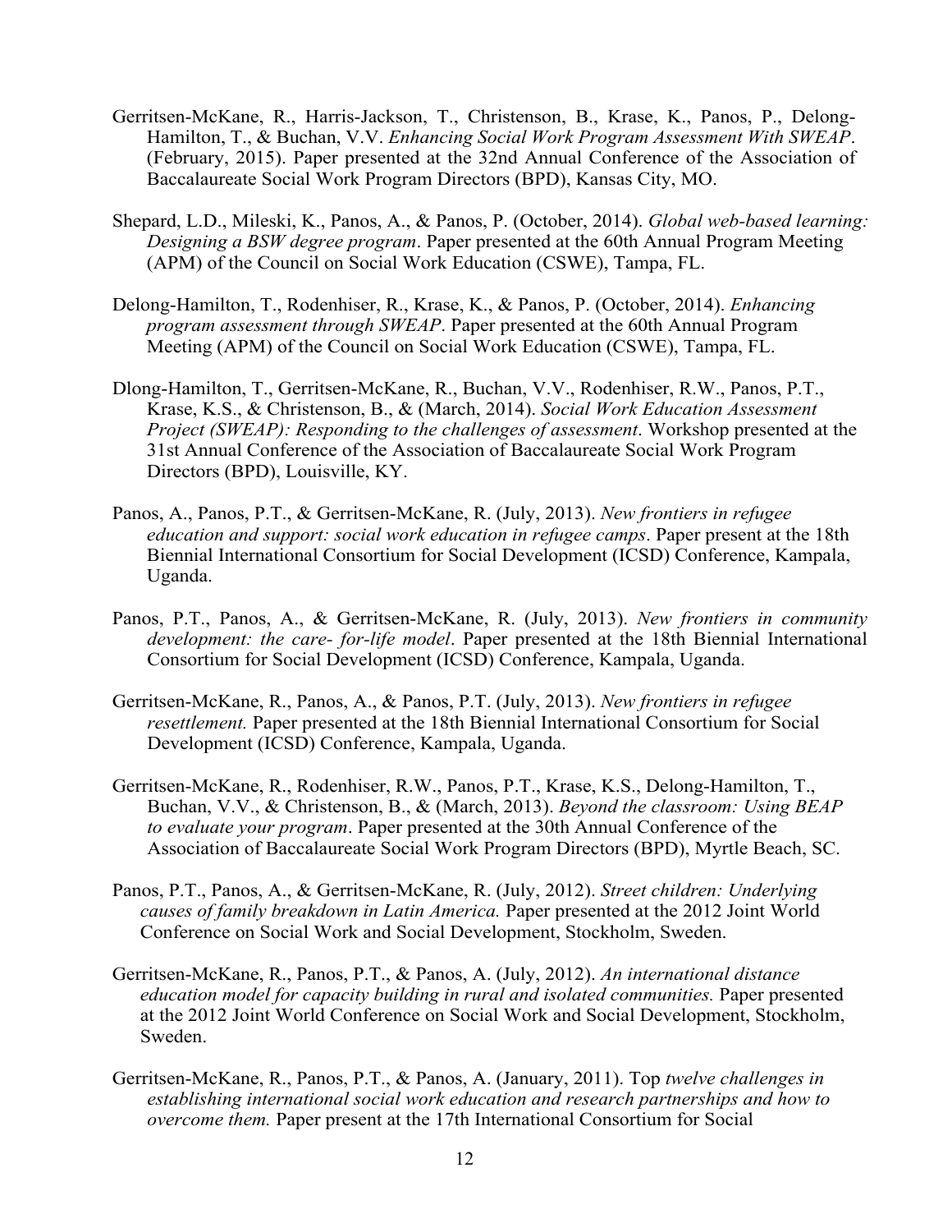Gerritsen-McKane, R., Harris-Jackson, T., Christenson, B., Krase, K., Panos, P., Delong-Hamilton, T., & Buchan, V.V. *Enhancing Social Work Program Assessment With SWEAP*. (February, 2015). Paper presented at the 32nd Annual Conference of the Association of Baccalaureate Social Work Program Directors (BPD), Kansas City, MO.

Shepard, L.D., Mileski, K., Panos, A., & Panos, P. (October, 2014). *Global web-based learning: Designing a BSW degree program*. Paper presented at the 60th Annual Program Meeting (APM) of the Council on Social Work Education (CSWE), Tampa, FL.

Delong-Hamilton, T., Rodenhiser, R., Krase, K., & Panos, P. (October, 2014). *Enhancing program assessment through SWEAP*. Paper presented at the 60th Annual Program Meeting (APM) of the Council on Social Work Education (CSWE), Tampa, FL.

Dlong-Hamilton, T., Gerritsen-McKane, R., Buchan, V.V., Rodenhiser, R.W., Panos, P.T., Krase, K.S., & Christenson, B., & (March, 2014). *Social Work Education Assessment Project (SWEAP): Responding to the challenges of assessment*. Workshop presented at the 31st Annual Conference of the Association of Baccalaureate Social Work Program Directors (BPD), Louisville, KY.

Panos, A., Panos, P.T., & Gerritsen-McKane, R. (July, 2013). *New frontiers in refugee education and support: social work education in refugee camps*. Paper present at the 18th Biennial International Consortium for Social Development (ICSD) Conference, Kampala, Uganda.

Panos, P.T., Panos, A., & Gerritsen-McKane, R. (July, 2013). *New frontiers in community development: the care- for-life model*. Paper presented at the 18th Biennial International Consortium for Social Development (ICSD) Conference, Kampala, Uganda.

Gerritsen-McKane, R., Panos, A., & Panos, P.T. (July, 2013). *New frontiers in refugee resettlement.* Paper presented at the 18th Biennial International Consortium for Social Development (ICSD) Conference, Kampala, Uganda.

Gerritsen-McKane, R., Rodenhiser, R.W., Panos, P.T., Krase, K.S., Delong-Hamilton, T., Buchan, V.V., & Christenson, B., & (March, 2013). *Beyond the classroom: Using BEAP to evaluate your program*. Paper presented at the 30th Annual Conference of the Association of Baccalaureate Social Work Program Directors (BPD), Myrtle Beach, SC.

Panos, P.T., Panos, A., & Gerritsen-McKane, R. (July, 2012). *Street children: Underlying causes of family breakdown in Latin America.* Paper presented at the 2012 Joint World Conference on Social Work and Social Development, Stockholm, Sweden.

Gerritsen-McKane, R., Panos, P.T., & Panos, A. (July, 2012). *An international distance education model for capacity building in rural and isolated communities.* Paper presented at the 2012 Joint World Conference on Social Work and Social Development, Stockholm, Sweden.

Gerritsen-McKane, R., Panos, P.T., & Panos, A. (January, 2011). Top *twelve challenges in establishing international social work education and research partnerships and how to overcome them.* Paper present at the 17th International Consortium for Social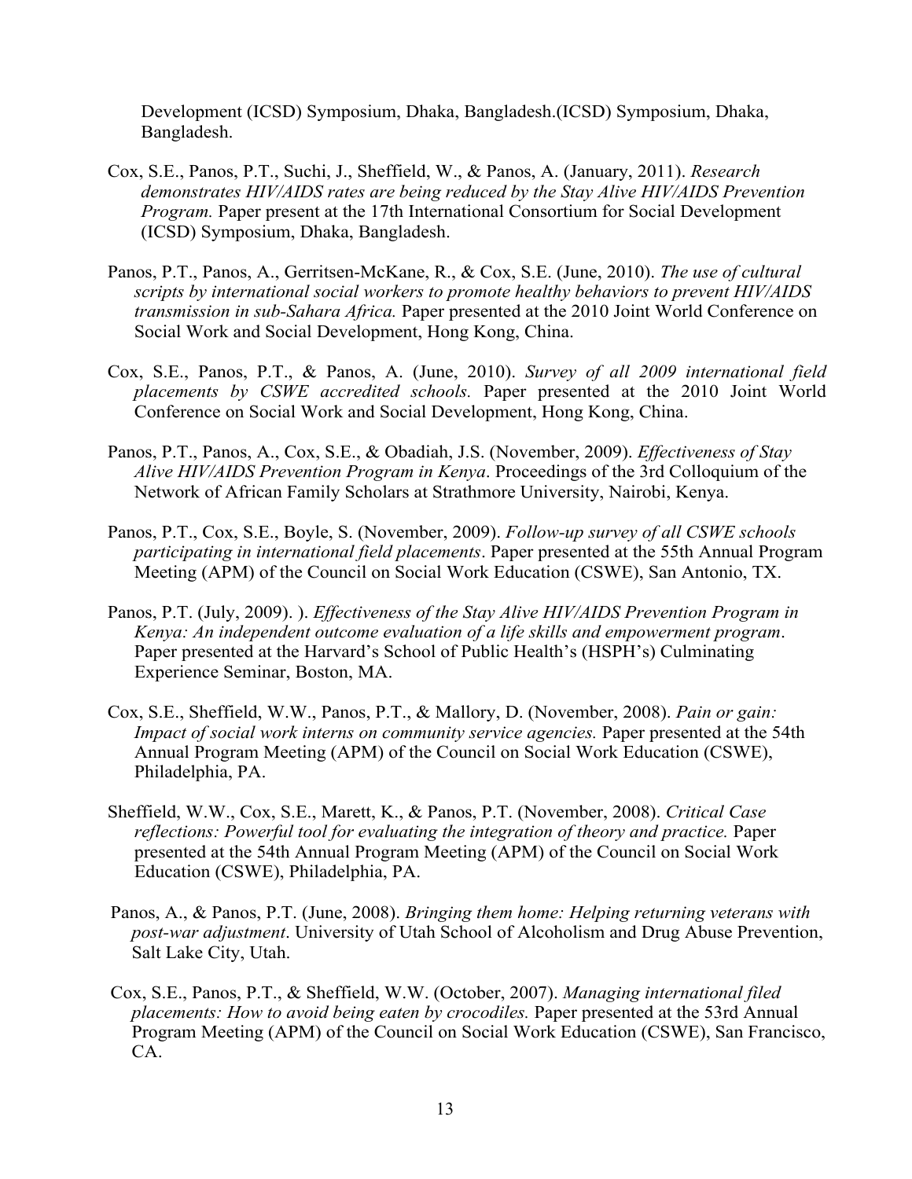Development (ICSD) Symposium, Dhaka, Bangladesh.(ICSD) Symposium, Dhaka, Bangladesh.

Cox, S.E., Panos, P.T., Suchi, J., Sheffield, W., & Panos, A. (January, 2011). *Research demonstrates HIV/AIDS rates are being reduced by the Stay Alive HIV/AIDS Prevention Program.* Paper present at the 17th International Consortium for Social Development (ICSD) Symposium, Dhaka, Bangladesh.

Panos, P.T., Panos, A., Gerritsen-McKane, R., & Cox, S.E. (June, 2010). *The use of cultural scripts by international social workers to promote healthy behaviors to prevent HIV/AIDS transmission in sub-Sahara Africa.* Paper presented at the 2010 Joint World Conference on Social Work and Social Development, Hong Kong, China.

Cox, S.E., Panos, P.T., & Panos, A. (June, 2010). *Survey of all 2009 international field placements by CSWE accredited schools.* Paper presented at the 2010 Joint World Conference on Social Work and Social Development, Hong Kong, China.

Panos, P.T., Panos, A., Cox, S.E., & Obadiah, J.S. (November, 2009). *Effectiveness of Stay Alive HIV/AIDS Prevention Program in Kenya*. Proceedings of the 3rd Colloquium of the Network of African Family Scholars at Strathmore University, Nairobi, Kenya.

Panos, P.T., Cox, S.E., Boyle, S. (November, 2009). *Follow-up survey of all CSWE schools participating in international field placements*. Paper presented at the 55th Annual Program Meeting (APM) of the Council on Social Work Education (CSWE), San Antonio, TX.

Panos, P.T. (July, 2009). ). *Effectiveness of the Stay Alive HIV/AIDS Prevention Program in Kenya: An independent outcome evaluation of a life skills and empowerment program*. Paper presented at the Harvard's School of Public Health's (HSPH's) Culminating Experience Seminar, Boston, MA.

Cox, S.E., Sheffield, W.W., Panos, P.T., & Mallory, D. (November, 2008). *Pain or gain: Impact of social work interns on community service agencies.* Paper presented at the 54th Annual Program Meeting (APM) of the Council on Social Work Education (CSWE), Philadelphia, PA.

Sheffield, W.W., Cox, S.E., Marett, K., & Panos, P.T. (November, 2008). *Critical Case reflections: Powerful tool for evaluating the integration of theory and practice.* Paper presented at the 54th Annual Program Meeting (APM) of the Council on Social Work Education (CSWE), Philadelphia, PA.

Panos, A., & Panos, P.T. (June, 2008). *Bringing them home: Helping returning veterans with post-war adjustment*. University of Utah School of Alcoholism and Drug Abuse Prevention, Salt Lake City, Utah.

Cox, S.E., Panos, P.T., & Sheffield, W.W. (October, 2007). *Managing international filed placements: How to avoid being eaten by crocodiles.* Paper presented at the 53rd Annual Program Meeting (APM) of the Council on Social Work Education (CSWE), San Francisco, CA.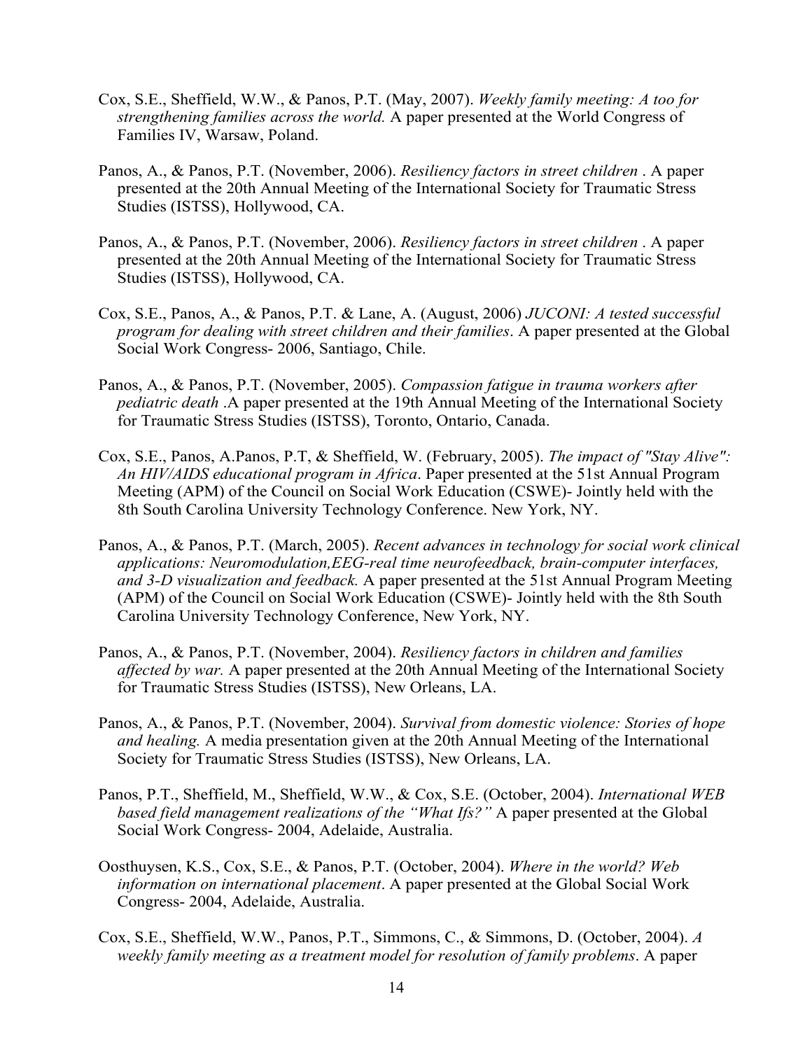Cox, S.E., Sheffield, W.W., & Panos, P.T. (May, 2007). *Weekly family meeting: A too for strengthening families across the world.* A paper presented at the World Congress of Families IV, Warsaw, Poland.

Panos, A., & Panos, P.T. (November, 2006). *Resiliency factors in street children* . A paper presented at the 20th Annual Meeting of the International Society for Traumatic Stress Studies (ISTSS), Hollywood, CA.

Panos, A., & Panos, P.T. (November, 2006). *Resiliency factors in street children* . A paper presented at the 20th Annual Meeting of the International Society for Traumatic Stress Studies (ISTSS), Hollywood, CA.

Cox, S.E., Panos, A., & Panos, P.T. & Lane, A. (August, 2006) *JUCONI: A tested successful program for dealing with street children and their families*. A paper presented at the Global Social Work Congress- 2006, Santiago, Chile.

Panos, A., & Panos, P.T. (November, 2005). *Compassion fatigue in trauma workers after pediatric death* .A paper presented at the 19th Annual Meeting of the International Society for Traumatic Stress Studies (ISTSS), Toronto, Ontario, Canada.

Cox, S.E., Panos, A.Panos, P.T, & Sheffield, W. (February, 2005). *The impact of "Stay Alive": An HIV/AIDS educational program in Africa*. Paper presented at the 51st Annual Program Meeting (APM) of the Council on Social Work Education (CSWE)- Jointly held with the 8th South Carolina University Technology Conference. New York, NY.

Panos, A., & Panos, P.T. (March, 2005). *Recent advances in technology for social work clinical applications: Neuromodulation,EEG-real time neurofeedback, brain-computer interfaces, and 3-D visualization and feedback.* A paper presented at the 51st Annual Program Meeting (APM) of the Council on Social Work Education (CSWE)- Jointly held with the 8th South Carolina University Technology Conference, New York, NY.

Panos, A., & Panos, P.T. (November, 2004). *Resiliency factors in children and families affected by war.* A paper presented at the 20th Annual Meeting of the International Society for Traumatic Stress Studies (ISTSS), New Orleans, LA.

Panos, A., & Panos, P.T. (November, 2004). *Survival from domestic violence: Stories of hope and healing.* A media presentation given at the 20th Annual Meeting of the International Society for Traumatic Stress Studies (ISTSS), New Orleans, LA.

Panos, P.T., Sheffield, M., Sheffield, W.W., & Cox, S.E. (October, 2004). *International WEB based field management realizations of the "What Ifs?"* A paper presented at the Global Social Work Congress- 2004, Adelaide, Australia.

Oosthuysen, K.S., Cox, S.E., & Panos, P.T. (October, 2004). *Where in the world? Web information on international placement*. A paper presented at the Global Social Work Congress- 2004, Adelaide, Australia.

Cox, S.E., Sheffield, W.W., Panos, P.T., Simmons, C., & Simmons, D. (October, 2004). *A weekly family meeting as a treatment model for resolution of family problems*. A paper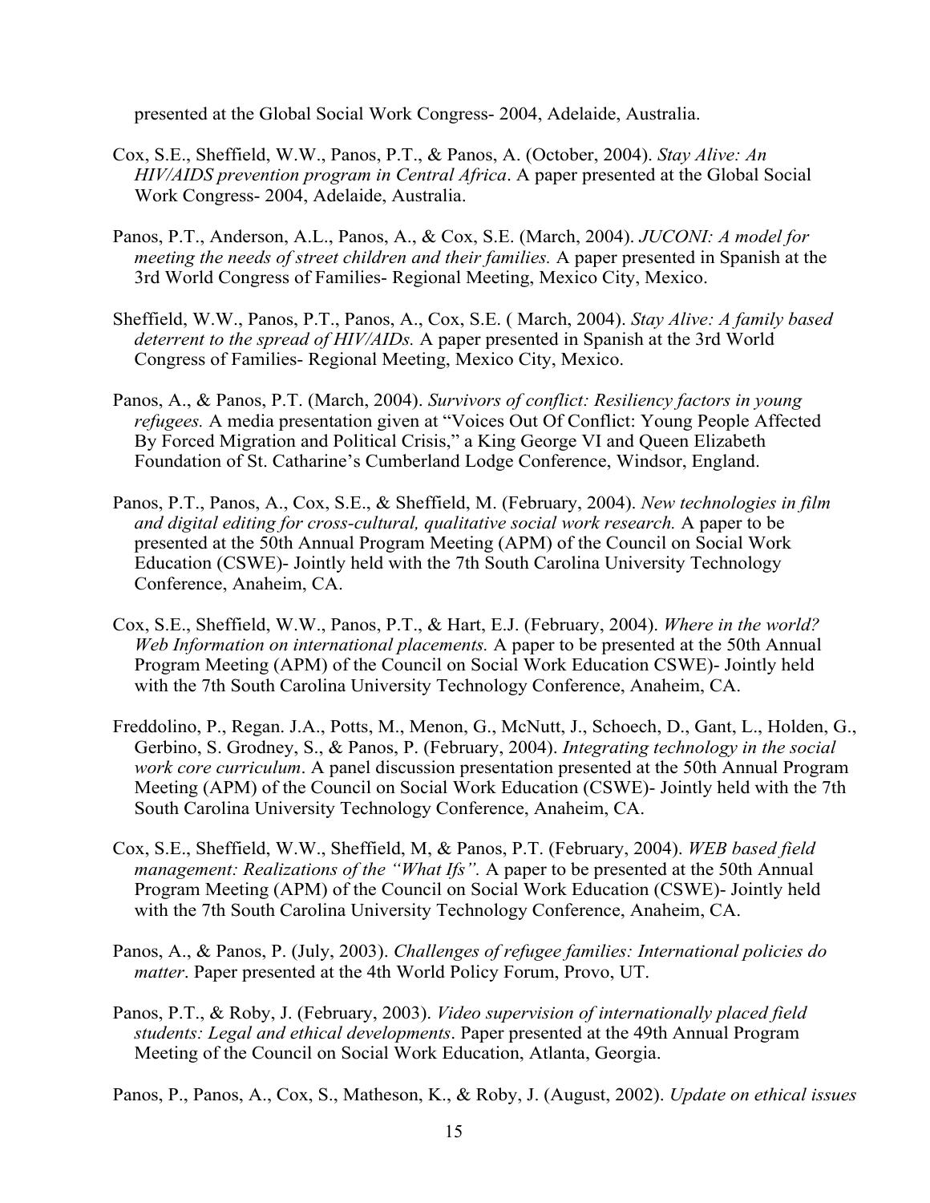presented at the Global Social Work Congress- 2004, Adelaide, Australia.

Cox, S.E., Sheffield, W.W., Panos, P.T., & Panos, A. (October, 2004). *Stay Alive: An HIV/AIDS prevention program in Central Africa*. A paper presented at the Global Social Work Congress- 2004, Adelaide, Australia.

Panos, P.T., Anderson, A.L., Panos, A., & Cox, S.E. (March, 2004). *JUCONI: A model for meeting the needs of street children and their families.* A paper presented in Spanish at the 3rd World Congress of Families- Regional Meeting, Mexico City, Mexico.

Sheffield, W.W., Panos, P.T., Panos, A., Cox, S.E. ( March, 2004). *Stay Alive: A family based deterrent to the spread of HIV/AIDs.* A paper presented in Spanish at the 3rd World Congress of Families- Regional Meeting, Mexico City, Mexico.

Panos, A., & Panos, P.T. (March, 2004). *Survivors of conflict: Resiliency factors in young refugees.* A media presentation given at "Voices Out Of Conflict: Young People Affected By Forced Migration and Political Crisis," a King George VI and Queen Elizabeth Foundation of St. Catharine's Cumberland Lodge Conference, Windsor, England.

Panos, P.T., Panos, A., Cox, S.E., & Sheffield, M. (February, 2004). *New technologies in film and digital editing for cross-cultural, qualitative social work research.* A paper to be presented at the 50th Annual Program Meeting (APM) of the Council on Social Work Education (CSWE)- Jointly held with the 7th South Carolina University Technology Conference, Anaheim, CA.

Cox, S.E., Sheffield, W.W., Panos, P.T., & Hart, E.J. (February, 2004). *Where in the world? Web Information on international placements.* A paper to be presented at the 50th Annual Program Meeting (APM) of the Council on Social Work Education CSWE)- Jointly held with the 7th South Carolina University Technology Conference, Anaheim, CA.

Freddolino, P., Regan. J.A., Potts, M., Menon, G., McNutt, J., Schoech, D., Gant, L., Holden, G., Gerbino, S. Grodney, S., & Panos, P. (February, 2004). *Integrating technology in the social work core curriculum*. A panel discussion presentation presented at the 50th Annual Program Meeting (APM) of the Council on Social Work Education (CSWE)- Jointly held with the 7th South Carolina University Technology Conference, Anaheim, CA.

Cox, S.E., Sheffield, W.W., Sheffield, M, & Panos, P.T. (February, 2004). *WEB based field management: Realizations of the "What Ifs".* A paper to be presented at the 50th Annual Program Meeting (APM) of the Council on Social Work Education (CSWE)- Jointly held with the 7th South Carolina University Technology Conference, Anaheim, CA.

Panos, A., & Panos, P. (July, 2003). *Challenges of refugee families: International policies do matter*. Paper presented at the 4th World Policy Forum, Provo, UT.

Panos, P.T., & Roby, J. (February, 2003). *Video supervision of internationally placed field students: Legal and ethical developments*. Paper presented at the 49th Annual Program Meeting of the Council on Social Work Education, Atlanta, Georgia.

Panos, P., Panos, A., Cox, S., Matheson, K., & Roby, J. (August, 2002). *Update on ethical issues*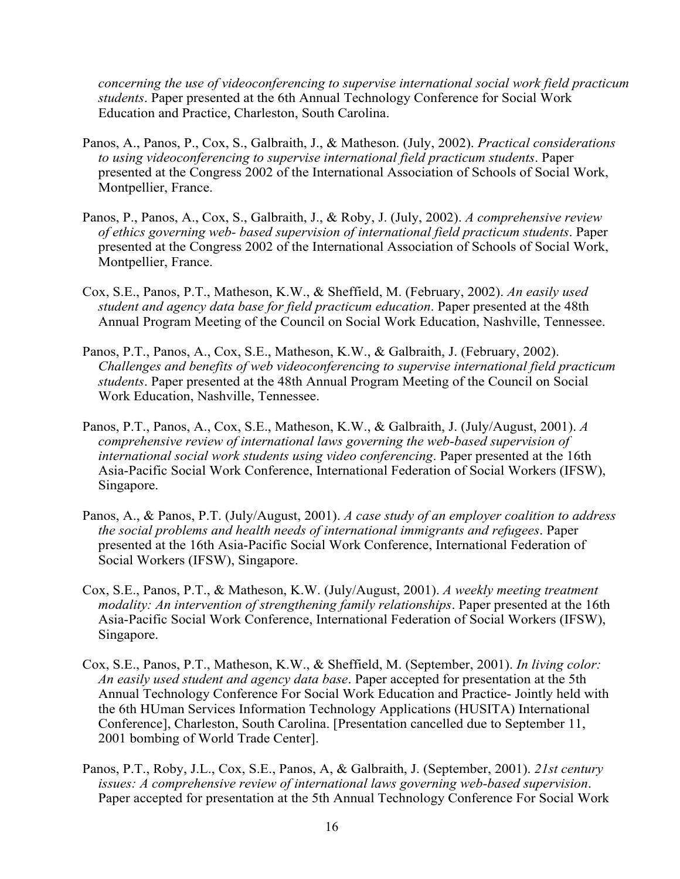*concerning the use of videoconferencing to supervise international social work field practicum students*. Paper presented at the 6th Annual Technology Conference for Social Work Education and Practice, Charleston, South Carolina.

Panos, A., Panos, P., Cox, S., Galbraith, J., & Matheson. (July, 2002). *Practical considerations to using videoconferencing to supervise international field practicum students*. Paper presented at the Congress 2002 of the International Association of Schools of Social Work, Montpellier, France.

Panos, P., Panos, A., Cox, S., Galbraith, J., & Roby, J. (July, 2002). *A comprehensive review of ethics governing web- based supervision of international field practicum students*. Paper presented at the Congress 2002 of the International Association of Schools of Social Work, Montpellier, France.

Cox, S.E., Panos, P.T., Matheson, K.W., & Sheffield, M. (February, 2002). *An easily used student and agency data base for field practicum education*. Paper presented at the 48th Annual Program Meeting of the Council on Social Work Education, Nashville, Tennessee.

Panos, P.T., Panos, A., Cox, S.E., Matheson, K.W., & Galbraith, J. (February, 2002). *Challenges and benefits of web videoconferencing to supervise international field practicum students*. Paper presented at the 48th Annual Program Meeting of the Council on Social Work Education, Nashville, Tennessee.

Panos, P.T., Panos, A., Cox, S.E., Matheson, K.W., & Galbraith, J. (July/August, 2001). *A comprehensive review of international laws governing the web-based supervision of international social work students using video conferencing*. Paper presented at the 16th Asia-Pacific Social Work Conference, International Federation of Social Workers (IFSW), Singapore.

Panos, A., & Panos, P.T. (July/August, 2001). *A case study of an employer coalition to address the social problems and health needs of international immigrants and refugees*. Paper presented at the 16th Asia-Pacific Social Work Conference, International Federation of Social Workers (IFSW), Singapore.

Cox, S.E., Panos, P.T., & Matheson, K.W. (July/August, 2001). *A weekly meeting treatment modality: An intervention of strengthening family relationships*. Paper presented at the 16th Asia-Pacific Social Work Conference, International Federation of Social Workers (IFSW), Singapore.

Cox, S.E., Panos, P.T., Matheson, K.W., & Sheffield, M. (September, 2001). *In living color: An easily used student and agency data base*. Paper accepted for presentation at the 5th Annual Technology Conference For Social Work Education and Practice- Jointly held with the 6th HUman Services Information Technology Applications (HUSITA) International Conference], Charleston, South Carolina. [Presentation cancelled due to September 11, 2001 bombing of World Trade Center].

Panos, P.T., Roby, J.L., Cox, S.E., Panos, A, & Galbraith, J. (September, 2001). *21st century issues: A comprehensive review of international laws governing web-based supervision*. Paper accepted for presentation at the 5th Annual Technology Conference For Social Work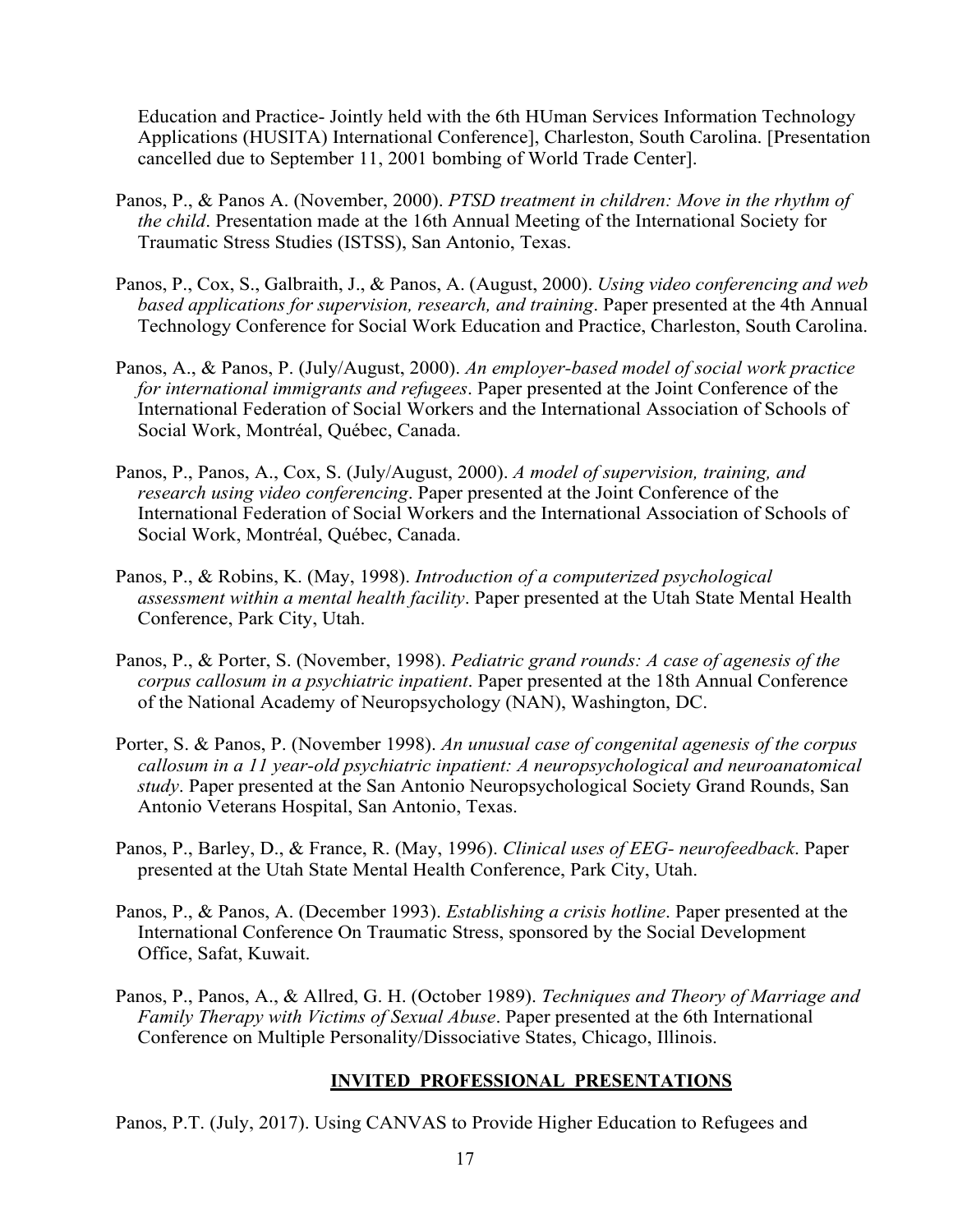Education and Practice- Jointly held with the 6th HUman Services Information Technology Applications (HUSITA) International Conference], Charleston, South Carolina. [Presentation cancelled due to September 11, 2001 bombing of World Trade Center].

Panos, P., & Panos A. (November, 2000). *PTSD treatment in children: Move in the rhythm of the child*. Presentation made at the 16th Annual Meeting of the International Society for Traumatic Stress Studies (ISTSS), San Antonio, Texas.

Panos, P., Cox, S., Galbraith, J., & Panos, A. (August, 2000). *Using video conferencing and web based applications for supervision, research, and training*. Paper presented at the 4th Annual Technology Conference for Social Work Education and Practice, Charleston, South Carolina.

Panos, A., & Panos, P. (July/August, 2000). *An employer-based model of social work practice for international immigrants and refugees*. Paper presented at the Joint Conference of the International Federation of Social Workers and the International Association of Schools of Social Work, Montréal, Québec, Canada.

Panos, P., Panos, A., Cox, S. (July/August, 2000). *A model of supervision, training, and research using video conferencing*. Paper presented at the Joint Conference of the International Federation of Social Workers and the International Association of Schools of Social Work, Montréal, Québec, Canada.

Panos, P., & Robins, K. (May, 1998). *Introduction of a computerized psychological assessment within a mental health facility*. Paper presented at the Utah State Mental Health Conference, Park City, Utah.

Panos, P., & Porter, S. (November, 1998). *Pediatric grand rounds: A case of agenesis of the corpus callosum in a psychiatric inpatient*. Paper presented at the 18th Annual Conference of the National Academy of Neuropsychology (NAN), Washington, DC.

Porter, S. & Panos, P. (November 1998). *An unusual case of congenital agenesis of the corpus callosum in a 11 year-old psychiatric inpatient: A neuropsychological and neuroanatomical study*. Paper presented at the San Antonio Neuropsychological Society Grand Rounds, San Antonio Veterans Hospital, San Antonio, Texas.

Panos, P., Barley, D., & France, R. (May, 1996). *Clinical uses of EEG- neurofeedback*. Paper presented at the Utah State Mental Health Conference, Park City, Utah.

Panos, P., & Panos, A. (December 1993). *Establishing a crisis hotline*. Paper presented at the International Conference On Traumatic Stress, sponsored by the Social Development Office, Safat, Kuwait.

Panos, P., Panos, A., & Allred, G. H. (October 1989). *Techniques and Theory of Marriage and Family Therapy with Victims of Sexual Abuse*. Paper presented at the 6th International Conference on Multiple Personality/Dissociative States, Chicago, Illinois.

## **INVITED PROFESSIONAL PRESENTATIONS**

Panos, P.T. (July, 2017). Using CANVAS to Provide Higher Education to Refugees and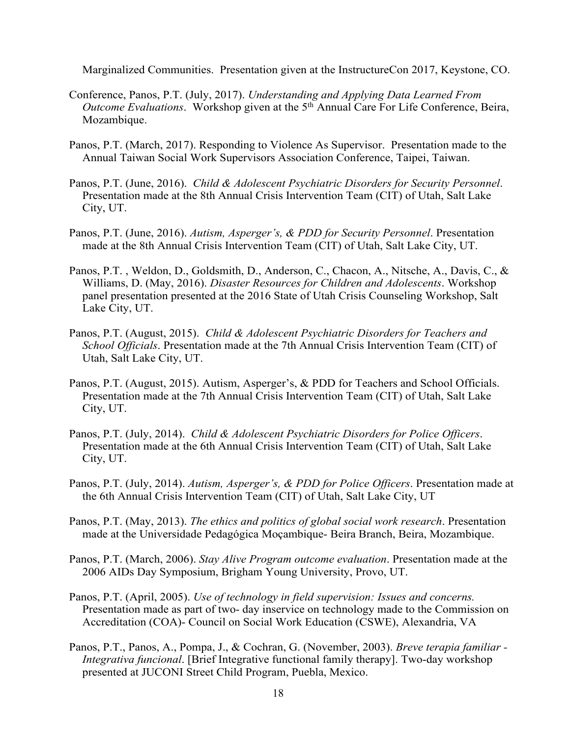Marginalized Communities. Presentation given at the InstructureCon 2017, Keystone, CO.

Conference, Panos, P.T. (July, 2017). *Understanding and Applying Data Learned From Outcome Evaluations*. Workshop given at the 5th Annual Care For Life Conference, Beira, Mozambique.

Panos, P.T. (March, 2017). Responding to Violence As Supervisor. Presentation made to the Annual Taiwan Social Work Supervisors Association Conference, Taipei, Taiwan.

Panos, P.T. (June, 2016). *Child & Adolescent Psychiatric Disorders for Security Personnel*. Presentation made at the 8th Annual Crisis Intervention Team (CIT) of Utah, Salt Lake City, UT.

Panos, P.T. (June, 2016). *Autism, Asperger's, & PDD for Security Personnel*. Presentation made at the 8th Annual Crisis Intervention Team (CIT) of Utah, Salt Lake City, UT.

Panos, P.T. , Weldon, D., Goldsmith, D., Anderson, C., Chacon, A., Nitsche, A., Davis, C., & Williams, D. (May, 2016). *Disaster Resources for Children and Adolescents*. Workshop panel presentation presented at the 2016 State of Utah Crisis Counseling Workshop, Salt Lake City, UT.

Panos, P.T. (August, 2015). *Child & Adolescent Psychiatric Disorders for Teachers and School Officials*. Presentation made at the 7th Annual Crisis Intervention Team (CIT) of Utah, Salt Lake City, UT.

Panos, P.T. (August, 2015). Autism, Asperger's, & PDD for Teachers and School Officials. Presentation made at the 7th Annual Crisis Intervention Team (CIT) of Utah, Salt Lake City, UT.

Panos, P.T. (July, 2014). *Child & Adolescent Psychiatric Disorders for Police Officers*. Presentation made at the 6th Annual Crisis Intervention Team (CIT) of Utah, Salt Lake City, UT.

Panos, P.T. (July, 2014). *Autism, Asperger's, & PDD for Police Officers*. Presentation made at the 6th Annual Crisis Intervention Team (CIT) of Utah, Salt Lake City, UT

Panos, P.T. (May, 2013). *The ethics and politics of global social work research*. Presentation made at the Universidade Pedagógica Moçambique- Beira Branch, Beira, Mozambique.

Panos, P.T. (March, 2006). *Stay Alive Program outcome evaluation*. Presentation made at the 2006 AIDs Day Symposium, Brigham Young University, Provo, UT.

Panos, P.T. (April, 2005). *Use of technology in field supervision: Issues and concerns.* Presentation made as part of two- day inservice on technology made to the Commission on Accreditation (COA)- Council on Social Work Education (CSWE), Alexandria, VA

Panos, P.T., Panos, A., Pompa, J., & Cochran, G. (November, 2003). *Breve terapia familiar - Integrativa funcional*. [Brief Integrative functional family therapy]. Two-day workshop presented at JUCONI Street Child Program, Puebla, Mexico.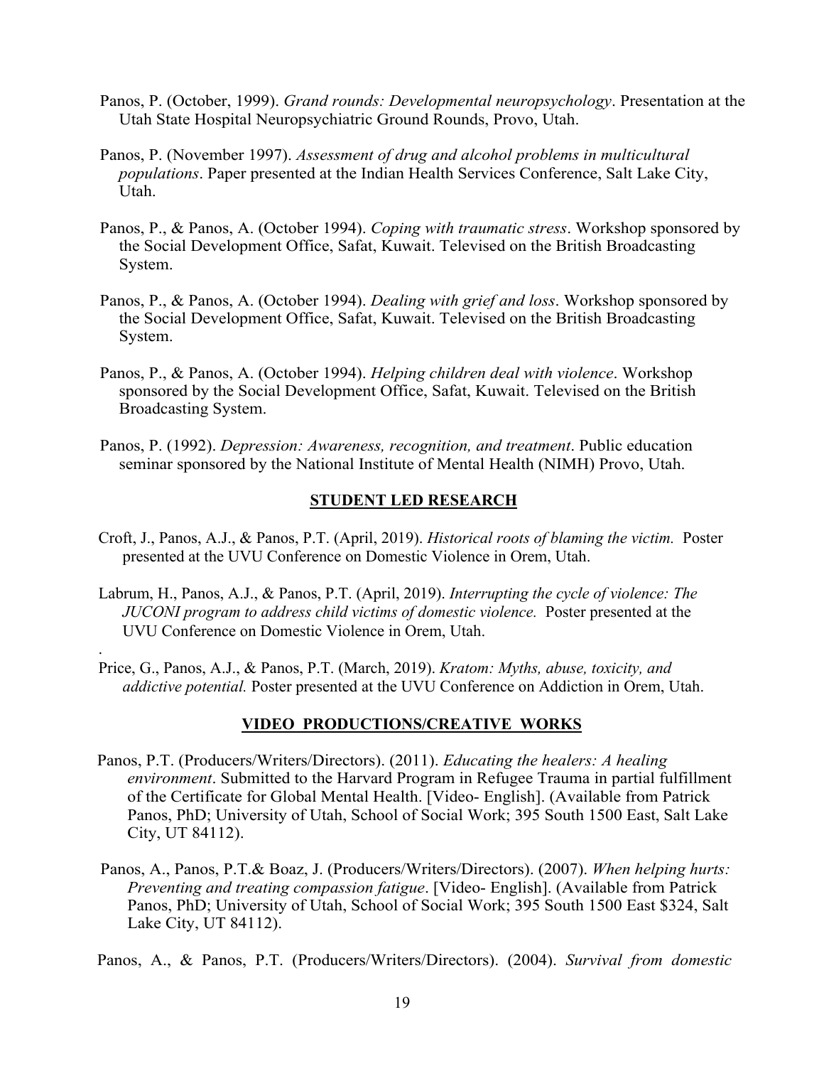Panos, P. (October, 1999). *Grand rounds: Developmental neuropsychology*. Presentation at the Utah State Hospital Neuropsychiatric Ground Rounds, Provo, Utah.

Panos, P. (November 1997). *Assessment of drug and alcohol problems in multicultural populations*. Paper presented at the Indian Health Services Conference, Salt Lake City, Utah.

Panos, P., & Panos, A. (October 1994). *Coping with traumatic stress*. Workshop sponsored by the Social Development Office, Safat, Kuwait. Televised on the British Broadcasting System.

Panos, P., & Panos, A. (October 1994). *Dealing with grief and loss*. Workshop sponsored by the Social Development Office, Safat, Kuwait. Televised on the British Broadcasting System.

Panos, P., & Panos, A. (October 1994). *Helping children deal with violence*. Workshop sponsored by the Social Development Office, Safat, Kuwait. Televised on the British Broadcasting System.

Panos, P. (1992). *Depression: Awareness, recognition, and treatment*. Public education seminar sponsored by the National Institute of Mental Health (NIMH) Provo, Utah.

## STUDENT LED RESEARCH

Croft, J., Panos, A.J., & Panos, P.T. (April, 2019). *Historical roots of blaming the victim.* Poster presented at the UVU Conference on Domestic Violence in Orem, Utah.

Labrum, H., Panos, A.J., & Panos, P.T. (April, 2019). *Interrupting the cycle of violence: The JUCONI program to address child victims of domestic violence.* Poster presented at the UVU Conference on Domestic Violence in Orem, Utah.

.

Price, G., Panos, A.J., & Panos, P.T. (March, 2019). *Kratom: Myths, abuse, toxicity, and addictive potential.* Poster presented at the UVU Conference on Addiction in Orem, Utah.

## VIDEO PRODUCTIONS/CREATIVE WORKS

Panos, P.T. (Producers/Writers/Directors). (2011). *Educating the healers: A healing environment*. Submitted to the Harvard Program in Refugee Trauma in partial fulfillment of the Certificate for Global Mental Health. [Video- English]. (Available from Patrick Panos, PhD; University of Utah, School of Social Work; 395 South 1500 East, Salt Lake City, UT 84112).

Panos, A., Panos, P.T.& Boaz, J. (Producers/Writers/Directors). (2007). *When helping hurts: Preventing and treating compassion fatigue*. [Video- English]. (Available from Patrick Panos, PhD; University of Utah, School of Social Work; 395 South 1500 East $324, Salt Lake City, UT 84112).

Panos, A., & Panos, P.T. (Producers/Writers/Directors). (2004). *Survival from domestic*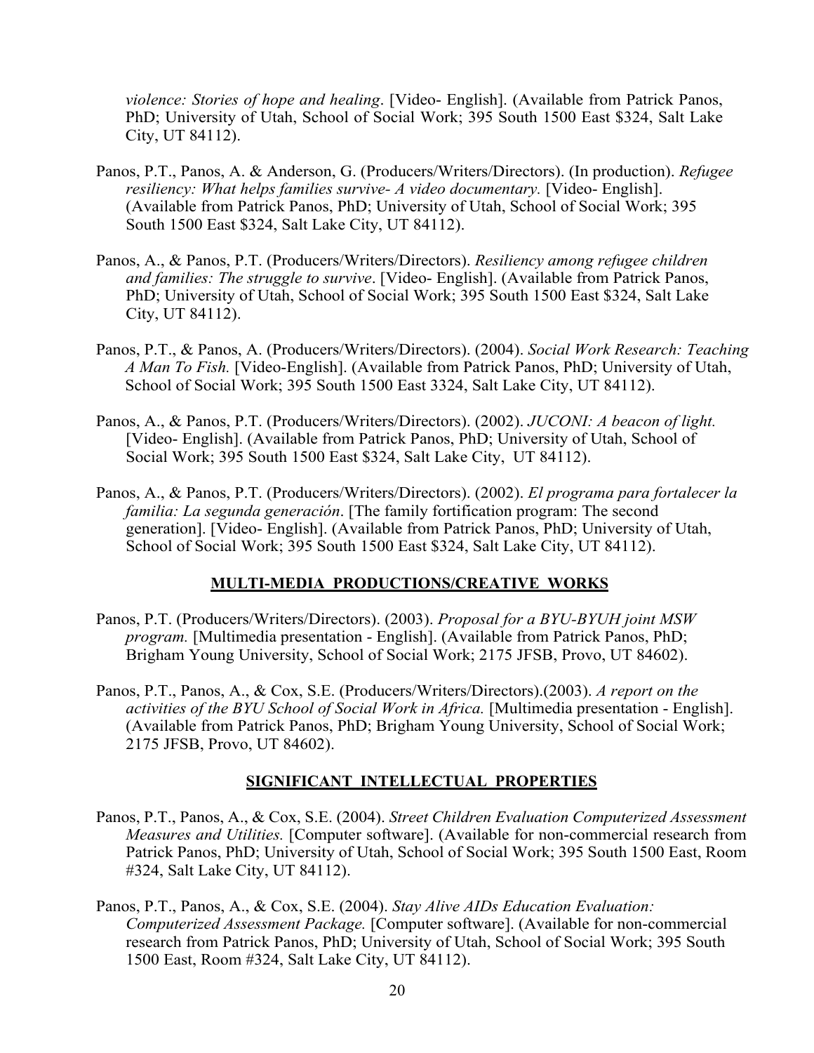*violence: Stories of hope and healing*. [Video- English]. (Available from Patrick Panos, PhD; University of Utah, School of Social Work; 395 South 1500 East $324, Salt Lake City, UT 84112).

Panos, P.T., Panos, A. & Anderson, G. (Producers/Writers/Directors). (In production). *Refugee resiliency: What helps families survive- A video documentary.* [Video- English]. (Available from Patrick Panos, PhD; University of Utah, School of Social Work; 395 South 1500 East $324, Salt Lake City, UT 84112).

Panos, A., & Panos, P.T. (Producers/Writers/Directors). *Resiliency among refugee children and families: The struggle to survive*. [Video- English]. (Available from Patrick Panos, PhD; University of Utah, School of Social Work; 395 South 1500 East $324, Salt Lake City, UT 84112).

Panos, P.T., & Panos, A. (Producers/Writers/Directors). (2004). *Social Work Research: Teaching A Man To Fish.* [Video-English]. (Available from Patrick Panos, PhD; University of Utah, School of Social Work; 395 South 1500 East 3324, Salt Lake City, UT 84112).

Panos, A., & Panos, P.T. (Producers/Writers/Directors). (2002). *JUCONI: A beacon of light.* [Video- English]. (Available from Patrick Panos, PhD; University of Utah, School of Social Work; 395 South 1500 East $324, Salt Lake City, UT 84112).

Panos, A., & Panos, P.T. (Producers/Writers/Directors). (2002). *El programa para fortalecer la familia: La segunda generación*. [The family fortification program: The second generation]. [Video- English]. (Available from Patrick Panos, PhD; University of Utah, School of Social Work; 395 South 1500 East $324, Salt Lake City, UT 84112).

## MULTI-MEDIA PRODUCTIONS/CREATIVE WORKS

Panos, P.T. (Producers/Writers/Directors). (2003). *Proposal for a BYU-BYUH joint MSW program.* [Multimedia presentation - English]. (Available from Patrick Panos, PhD; Brigham Young University, School of Social Work; 2175 JFSB, Provo, UT 84602).

Panos, P.T., Panos, A., & Cox, S.E. (Producers/Writers/Directors).(2003). *A report on the activities of the BYU School of Social Work in Africa.* [Multimedia presentation - English]. (Available from Patrick Panos, PhD; Brigham Young University, School of Social Work; 2175 JFSB, Provo, UT 84602).

## SIGNIFICANT INTELLECTUAL PROPERTIES

Panos, P.T., Panos, A., & Cox, S.E. (2004). *Street Children Evaluation Computerized Assessment Measures and Utilities.* [Computer software]. (Available for non-commercial research from Patrick Panos, PhD; University of Utah, School of Social Work; 395 South 1500 East, Room #324, Salt Lake City, UT 84112).

Panos, P.T., Panos, A., & Cox, S.E. (2004). *Stay Alive AIDs Education Evaluation: Computerized Assessment Package.* [Computer software]. (Available for non-commercial research from Patrick Panos, PhD; University of Utah, School of Social Work; 395 South 1500 East, Room #324, Salt Lake City, UT 84112).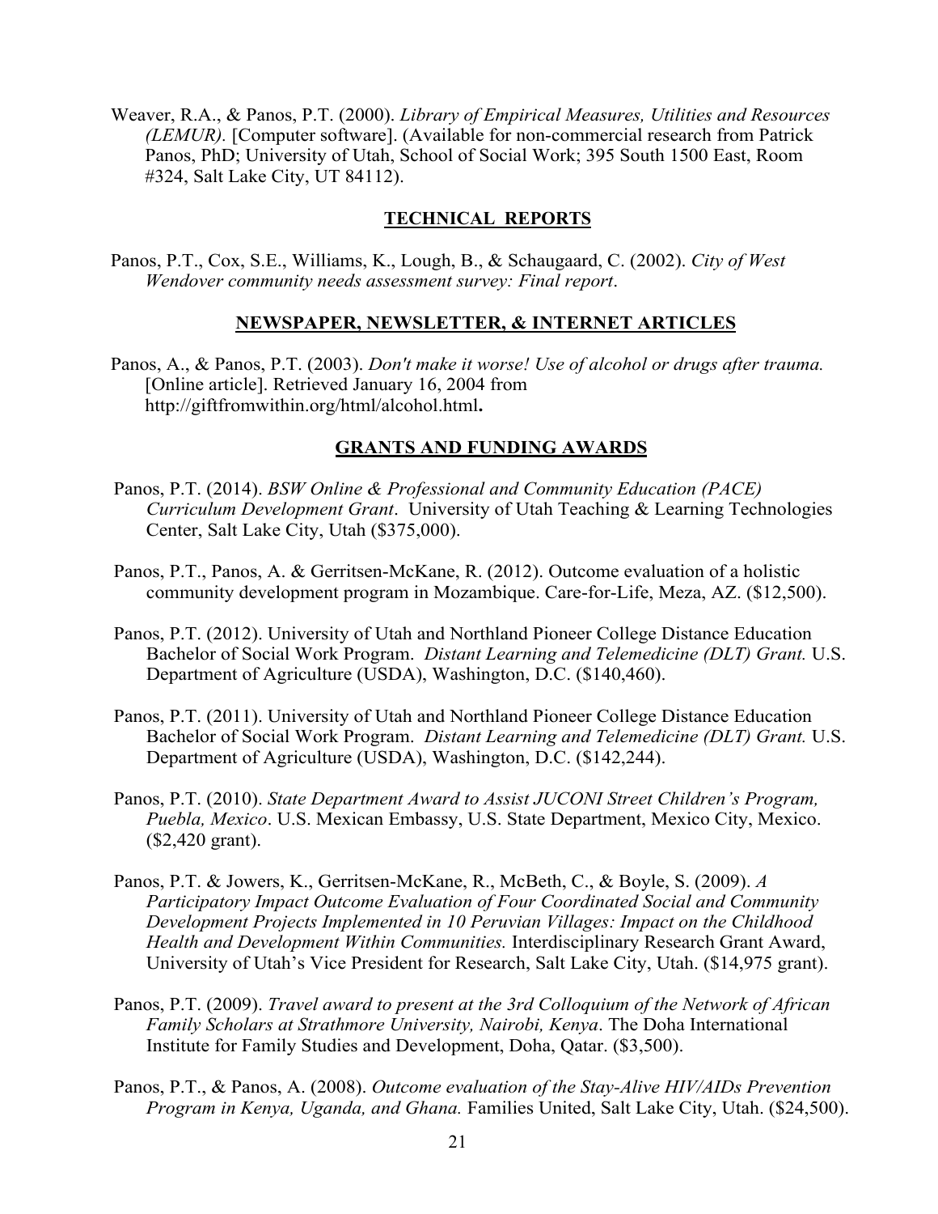Weaver, R.A., & Panos, P.T. (2000). *Library of Empirical Measures, Utilities and Resources (LEMUR).* [Computer software]. (Available for non-commercial research from Patrick Panos, PhD; University of Utah, School of Social Work; 395 South 1500 East, Room #324, Salt Lake City, UT 84112).

## TECHNICAL REPORTS

Panos, P.T., Cox, S.E., Williams, K., Lough, B., & Schaugaard, C. (2002). *City of West Wendover community needs assessment survey: Final report*.

## NEWSPAPER, NEWSLETTER, & INTERNET ARTICLES

Panos, A., & Panos, P.T. (2003). *Don't make it worse! Use of alcohol or drugs after trauma.* [Online article]. Retrieved January 16, 2004 from http://giftfromwithin.org/html/alcohol.html**.**

## GRANTS AND FUNDING AWARDS

Panos, P.T. (2014). *BSW Online & Professional and Community Education (PACE) Curriculum Development Grant*. University of Utah Teaching & Learning Technologies Center, Salt Lake City, Utah ($375,000).

Panos, P.T., Panos, A. & Gerritsen-McKane, R. (2012). Outcome evaluation of a holistic community development program in Mozambique. Care-for-Life, Meza, AZ. ($12,500).

Panos, P.T. (2012). University of Utah and Northland Pioneer College Distance Education Bachelor of Social Work Program. *Distant Learning and Telemedicine (DLT) Grant.* U.S. Department of Agriculture (USDA), Washington, D.C. ($140,460).

Panos, P.T. (2011). University of Utah and Northland Pioneer College Distance Education Bachelor of Social Work Program. *Distant Learning and Telemedicine (DLT) Grant.* U.S. Department of Agriculture (USDA), Washington, D.C. ($142,244).

Panos, P.T. (2010). *State Department Award to Assist JUCONI Street Children's Program, Puebla, Mexico*. U.S. Mexican Embassy, U.S. State Department, Mexico City, Mexico. ($2,420 grant).

Panos, P.T. & Jowers, K., Gerritsen-McKane, R., McBeth, C., & Boyle, S. (2009). *A Participatory Impact Outcome Evaluation of Four Coordinated Social and Community Development Projects Implemented in 10 Peruvian Villages: Impact on the Childhood Health and Development Within Communities.* Interdisciplinary Research Grant Award, University of Utah's Vice President for Research, Salt Lake City, Utah. ($14,975 grant).

Panos, P.T. (2009). *Travel award to present at the 3rd Colloquium of the Network of African Family Scholars at Strathmore University, Nairobi, Kenya*. The Doha International Institute for Family Studies and Development, Doha, Qatar. ($3,500).

Panos, P.T., & Panos, A. (2008). *Outcome evaluation of the Stay-Alive HIV/AIDs Prevention Program in Kenya, Uganda, and Ghana.* Families United, Salt Lake City, Utah. ($24,500).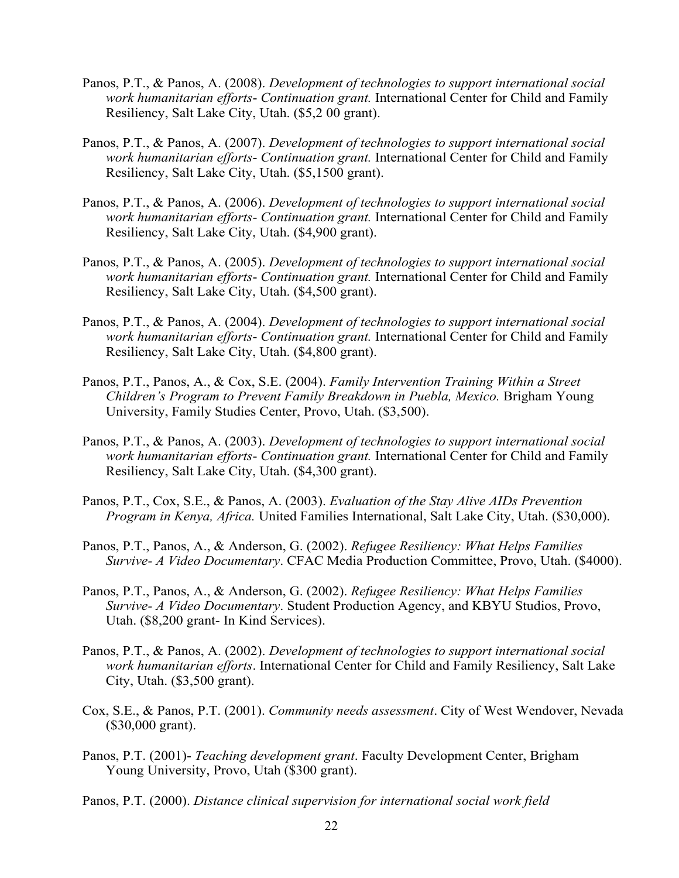Panos, P.T., & Panos, A. (2008). *Development of technologies to support international social work humanitarian efforts- Continuation grant.* International Center for Child and Family Resiliency, Salt Lake City, Utah. ($5,2 00 grant).

Panos, P.T., & Panos, A. (2007). *Development of technologies to support international social work humanitarian efforts- Continuation grant.* International Center for Child and Family Resiliency, Salt Lake City, Utah. ($5,1500 grant).

Panos, P.T., & Panos, A. (2006). *Development of technologies to support international social work humanitarian efforts- Continuation grant.* International Center for Child and Family Resiliency, Salt Lake City, Utah. ($4,900 grant).

Panos, P.T., & Panos, A. (2005). *Development of technologies to support international social work humanitarian efforts- Continuation grant.* International Center for Child and Family Resiliency, Salt Lake City, Utah. ($4,500 grant).

Panos, P.T., & Panos, A. (2004). *Development of technologies to support international social work humanitarian efforts- Continuation grant.* International Center for Child and Family Resiliency, Salt Lake City, Utah. ($4,800 grant).

Panos, P.T., Panos, A., & Cox, S.E. (2004). *Family Intervention Training Within a Street Children's Program to Prevent Family Breakdown in Puebla, Mexico.* Brigham Young University, Family Studies Center, Provo, Utah. ($3,500).

Panos, P.T., & Panos, A. (2003). *Development of technologies to support international social work humanitarian efforts- Continuation grant.* International Center for Child and Family Resiliency, Salt Lake City, Utah. ($4,300 grant).

Panos, P.T., Cox, S.E., & Panos, A. (2003). *Evaluation of the Stay Alive AIDs Prevention Program in Kenya, Africa.* United Families International, Salt Lake City, Utah. ($30,000).

Panos, P.T., Panos, A., & Anderson, G. (2002). *Refugee Resiliency: What Helps Families Survive- A Video Documentary*. CFAC Media Production Committee, Provo, Utah. ($4000).

Panos, P.T., Panos, A., & Anderson, G. (2002). *Refugee Resiliency: What Helps Families Survive- A Video Documentary*. Student Production Agency, and KBYU Studios, Provo, Utah. ($8,200 grant- In Kind Services).

Panos, P.T., & Panos, A. (2002). *Development of technologies to support international social work humanitarian efforts*. International Center for Child and Family Resiliency, Salt Lake City, Utah. ($3,500 grant).

Cox, S.E., & Panos, P.T. (2001). *Community needs assessment*. City of West Wendover, Nevada ($30,000 grant).

Panos, P.T. (2001)- *Teaching development grant*. Faculty Development Center, Brigham Young University, Provo, Utah ($300 grant).

Panos, P.T. (2000). *Distance clinical supervision for international social work field*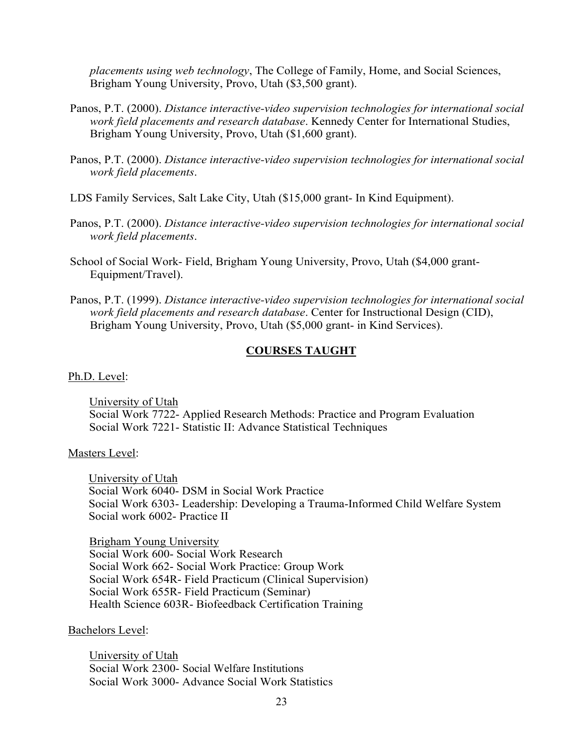*placements using web technology*, The College of Family, Home, and Social Sciences, Brigham Young University, Provo, Utah ($3,500 grant).

Panos, P.T. (2000). *Distance interactive-video supervision technologies for international social work field placements and research database*. Kennedy Center for International Studies, Brigham Young University, Provo, Utah ($1,600 grant).

Panos, P.T. (2000). *Distance interactive-video supervision technologies for international social work field placements*.

LDS Family Services, Salt Lake City, Utah ($15,000 grant- In Kind Equipment).

Panos, P.T. (2000). *Distance interactive-video supervision technologies for international social work field placements*.

School of Social Work- Field, Brigham Young University, Provo, Utah ($4,000 grant- Equipment/Travel).

Panos, P.T. (1999). *Distance interactive-video supervision technologies for international social work field placements and research database*. Center for Instructional Design (CID), Brigham Young University, Provo, Utah ($5,000 grant- in Kind Services).

## COURSES TAUGHT

Ph.D. Level:

University of Utah
Social Work 7722- Applied Research Methods: Practice and Program Evaluation
Social Work 7221- Statistic II: Advance Statistical Techniques

Masters Level:

University of Utah
Social Work 6040- DSM in Social Work Practice
Social Work 6303- Leadership: Developing a Trauma-Informed Child Welfare System
Social work 6002- Practice II

Brigham Young University
Social Work 600- Social Work Research
Social Work 662- Social Work Practice: Group Work
Social Work 654R- Field Practicum (Clinical Supervision)
Social Work 655R- Field Practicum (Seminar)
Health Science 603R- Biofeedback Certification Training

Bachelors Level:

University of Utah
Social Work 2300- Social Welfare Institutions
Social Work 3000- Advance Social Work Statistics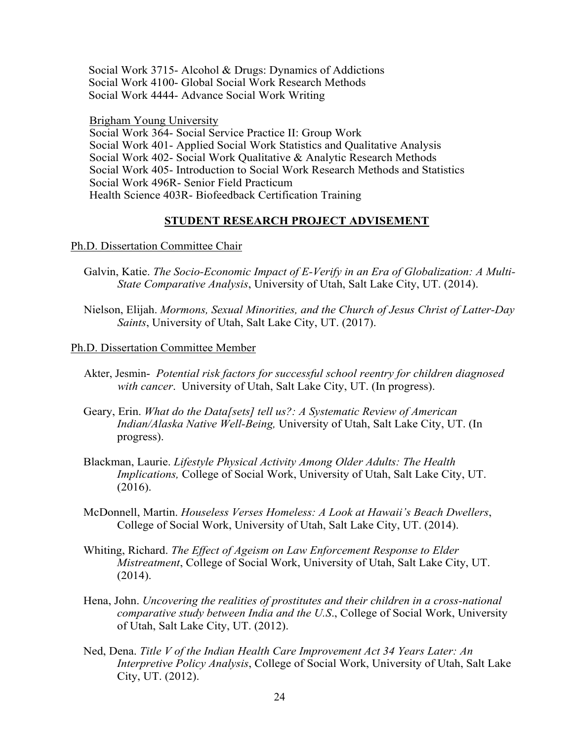Social Work 3715- Alcohol & Drugs: Dynamics of Addictions
Social Work 4100- Global Social Work Research Methods
Social Work 4444- Advance Social Work Writing

<u>Brigham Young University</u>
Social Work 364- Social Service Practice II: Group Work
Social Work 401- Applied Social Work Statistics and Qualitative Analysis
Social Work 402- Social Work Qualitative & Analytic Research Methods
Social Work 405- Introduction to Social Work Research Methods and Statistics
Social Work 496R- Senior Field Practicum
Health Science 403R- Biofeedback Certification Training

## STUDENT RESEARCH PROJECT ADVISEMENT

<u>Ph.D. Dissertation Committee Chair</u>

Galvin, Katie. *The Socio-Economic Impact of E-Verify in an Era of Globalization: A Multi-State Comparative Analysis*, University of Utah, Salt Lake City, UT. (2014).

Nielson, Elijah. *Mormons, Sexual Minorities, and the Church of Jesus Christ of Latter-Day Saints*, University of Utah, Salt Lake City, UT. (2017).

<u>Ph.D. Dissertation Committee Member</u>

Akter, Jesmin- *Potential risk factors for successful school reentry for children diagnosed with cancer*. University of Utah, Salt Lake City, UT. (In progress).

Geary, Erin. *What do the Data[sets] tell us?: A Systematic Review of American Indian/Alaska Native Well-Being,* University of Utah, Salt Lake City, UT. (In progress).

Blackman, Laurie. *Lifestyle Physical Activity Among Older Adults: The Health Implications,* College of Social Work, University of Utah, Salt Lake City, UT. (2016).

McDonnell, Martin. *Houseless Verses Homeless: A Look at Hawaii's Beach Dwellers*, College of Social Work, University of Utah, Salt Lake City, UT. (2014).

Whiting, Richard. *The Effect of Ageism on Law Enforcement Response to Elder Mistreatment*, College of Social Work, University of Utah, Salt Lake City, UT. (2014).

Hena, John. *Uncovering the realities of prostitutes and their children in a cross-national comparative study between India and the U.S*., College of Social Work, University of Utah, Salt Lake City, UT. (2012).

Ned, Dena. *Title V of the Indian Health Care Improvement Act 34 Years Later: An Interpretive Policy Analysis*, College of Social Work, University of Utah, Salt Lake City, UT. (2012).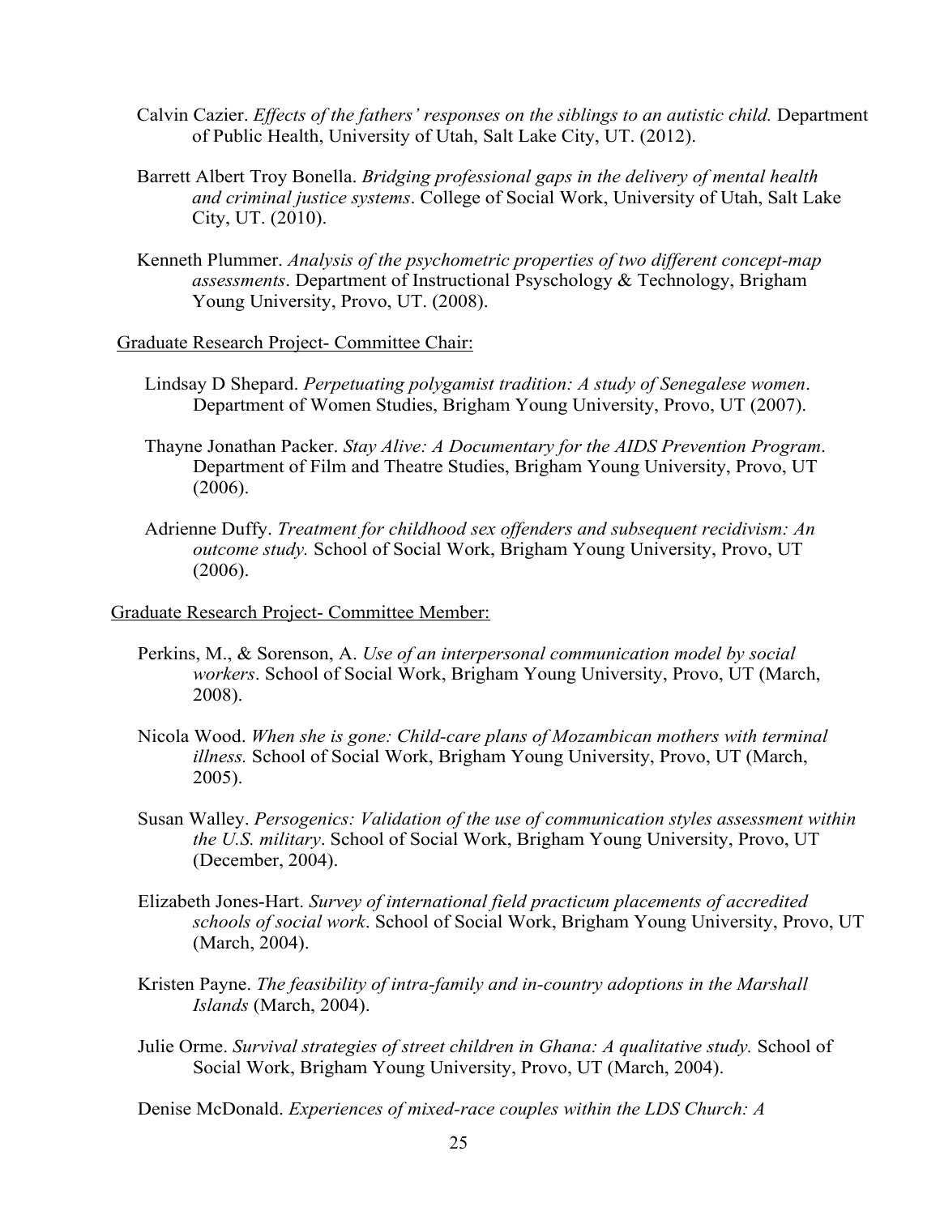Calvin Cazier. *Effects of the fathers' responses on the siblings to an autistic child.* Department of Public Health, University of Utah, Salt Lake City, UT. (2012).

Barrett Albert Troy Bonella. *Bridging professional gaps in the delivery of mental health and criminal justice systems*. College of Social Work, University of Utah, Salt Lake City, UT. (2010).

Kenneth Plummer. *Analysis of the psychometric properties of two different concept-map assessments*. Department of Instructional Psyschology & Technology, Brigham Young University, Provo, UT. (2008).

<u>Graduate Research Project- Committee Chair:</u>

Lindsay D Shepard. *Perpetuating polygamist tradition: A study of Senegalese women*. Department of Women Studies, Brigham Young University, Provo, UT (2007).

Thayne Jonathan Packer. *Stay Alive: A Documentary for the AIDS Prevention Program*. Department of Film and Theatre Studies, Brigham Young University, Provo, UT (2006).

Adrienne Duffy. *Treatment for childhood sex offenders and subsequent recidivism: An outcome study.* School of Social Work, Brigham Young University, Provo, UT (2006).

<u>Graduate Research Project- Committee Member:</u>

Perkins, M., & Sorenson, A. *Use of an interpersonal communication model by social workers*. School of Social Work, Brigham Young University, Provo, UT (March, 2008).

Nicola Wood. *When she is gone: Child-care plans of Mozambican mothers with terminal illness.* School of Social Work, Brigham Young University, Provo, UT (March, 2005).

Susan Walley. *Persogenics: Validation of the use of communication styles assessment within the U.S. military*. School of Social Work, Brigham Young University, Provo, UT (December, 2004).

Elizabeth Jones-Hart. *Survey of international field practicum placements of accredited schools of social work*. School of Social Work, Brigham Young University, Provo, UT (March, 2004).

Kristen Payne. *The feasibility of intra-family and in-country adoptions in the Marshall Islands* (March, 2004).

Julie Orme. *Survival strategies of street children in Ghana: A qualitative study.* School of Social Work, Brigham Young University, Provo, UT (March, 2004).

Denise McDonald. *Experiences of mixed-race couples within the LDS Church: A*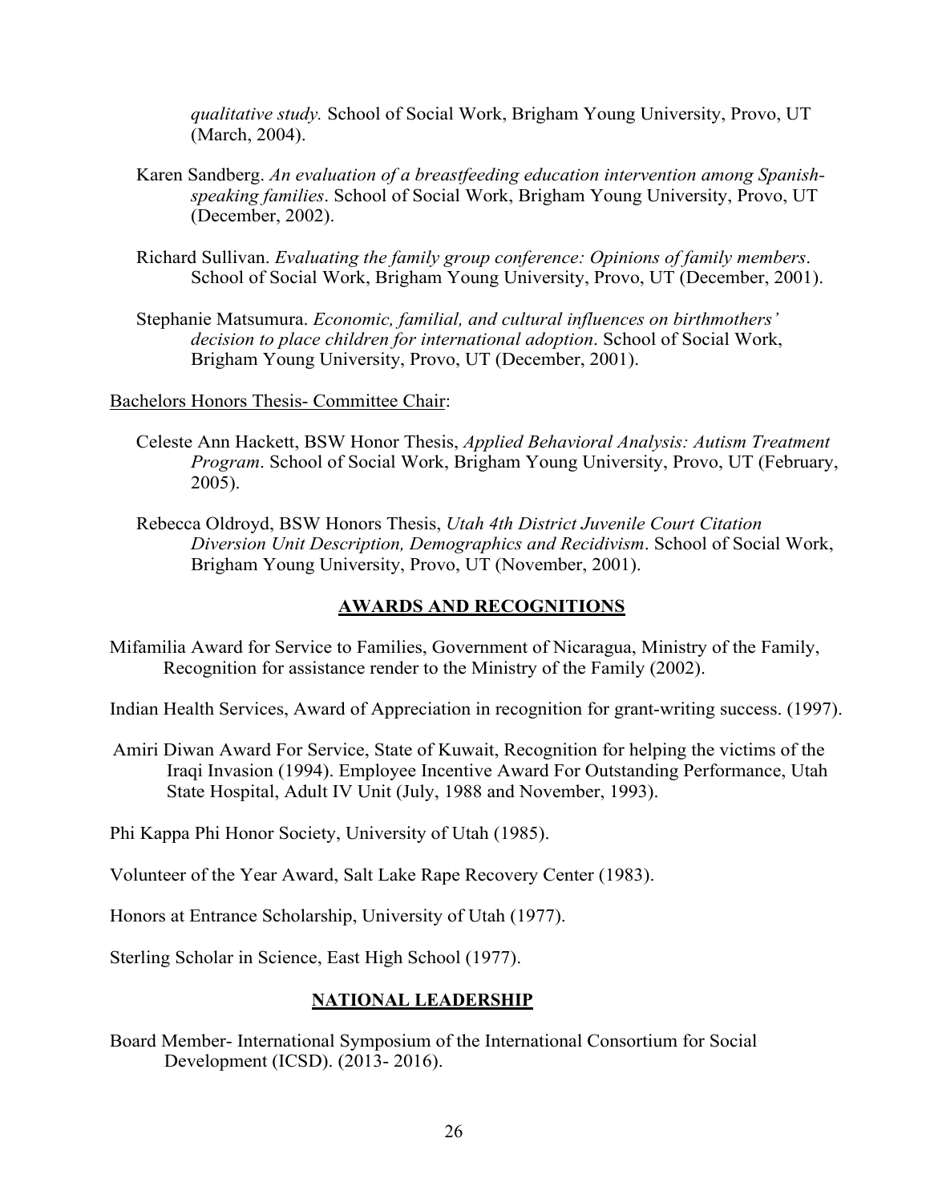*qualitative study.* School of Social Work, Brigham Young University, Provo, UT (March, 2004).

Karen Sandberg. *An evaluation of a breastfeeding education intervention among Spanish-speaking families*. School of Social Work, Brigham Young University, Provo, UT (December, 2002).

Richard Sullivan. *Evaluating the family group conference: Opinions of family members*. School of Social Work, Brigham Young University, Provo, UT (December, 2001).

Stephanie Matsumura. *Economic, familial, and cultural influences on birthmothers' decision to place children for international adoption*. School of Social Work, Brigham Young University, Provo, UT (December, 2001).

<u>Bachelors Honors Thesis- Committee Chair</u>:

Celeste Ann Hackett, BSW Honor Thesis, *Applied Behavioral Analysis: Autism Treatment Program*. School of Social Work, Brigham Young University, Provo, UT (February, 2005).

Rebecca Oldroyd, BSW Honors Thesis, *Utah 4th District Juvenile Court Citation Diversion Unit Description, Demographics and Recidivism*. School of Social Work, Brigham Young University, Provo, UT (November, 2001).

## AWARDS AND RECOGNITIONS

Mifamilia Award for Service to Families, Government of Nicaragua, Ministry of the Family, Recognition for assistance render to the Ministry of the Family (2002).

Indian Health Services, Award of Appreciation in recognition for grant-writing success. (1997).

Amiri Diwan Award For Service, State of Kuwait, Recognition for helping the victims of the Iraqi Invasion (1994). Employee Incentive Award For Outstanding Performance, Utah State Hospital, Adult IV Unit (July, 1988 and November, 1993).

Phi Kappa Phi Honor Society, University of Utah (1985).

Volunteer of the Year Award, Salt Lake Rape Recovery Center (1983).

Honors at Entrance Scholarship, University of Utah (1977).

Sterling Scholar in Science, East High School (1977).

## NATIONAL LEADERSHIP

Board Member- International Symposium of the International Consortium for Social Development (ICSD). (2013- 2016).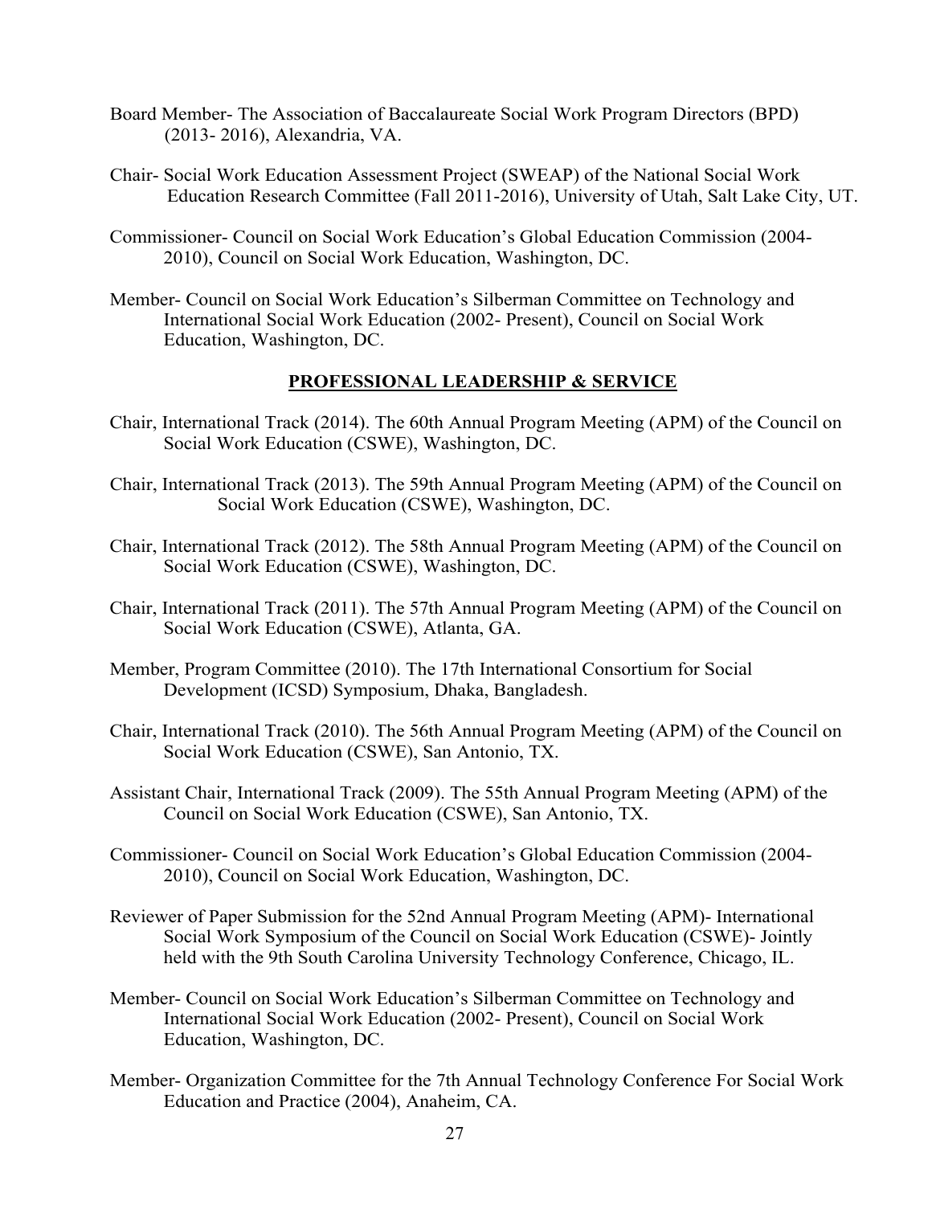Board Member- The Association of Baccalaureate Social Work Program Directors (BPD) (2013- 2016), Alexandria, VA.

Chair- Social Work Education Assessment Project (SWEAP) of the National Social Work Education Research Committee (Fall 2011-2016), University of Utah, Salt Lake City, UT.

Commissioner- Council on Social Work Education's Global Education Commission (2004-2010), Council on Social Work Education, Washington, DC.

Member- Council on Social Work Education's Silberman Committee on Technology and International Social Work Education (2002- Present), Council on Social Work Education, Washington, DC.

## PROFESSIONAL LEADERSHIP & SERVICE

Chair, International Track (2014). The 60th Annual Program Meeting (APM) of the Council on Social Work Education (CSWE), Washington, DC.

Chair, International Track (2013). The 59th Annual Program Meeting (APM) of the Council on Social Work Education (CSWE), Washington, DC.

Chair, International Track (2012). The 58th Annual Program Meeting (APM) of the Council on Social Work Education (CSWE), Washington, DC.

Chair, International Track (2011). The 57th Annual Program Meeting (APM) of the Council on Social Work Education (CSWE), Atlanta, GA.

Member, Program Committee (2010). The 17th International Consortium for Social Development (ICSD) Symposium, Dhaka, Bangladesh.

Chair, International Track (2010). The 56th Annual Program Meeting (APM) of the Council on Social Work Education (CSWE), San Antonio, TX.

Assistant Chair, International Track (2009). The 55th Annual Program Meeting (APM) of the Council on Social Work Education (CSWE), San Antonio, TX.

Commissioner- Council on Social Work Education's Global Education Commission (2004-2010), Council on Social Work Education, Washington, DC.

Reviewer of Paper Submission for the 52nd Annual Program Meeting (APM)- International Social Work Symposium of the Council on Social Work Education (CSWE)- Jointly held with the 9th South Carolina University Technology Conference, Chicago, IL.

Member- Council on Social Work Education's Silberman Committee on Technology and International Social Work Education (2002- Present), Council on Social Work Education, Washington, DC.

Member- Organization Committee for the 7th Annual Technology Conference For Social Work Education and Practice (2004), Anaheim, CA.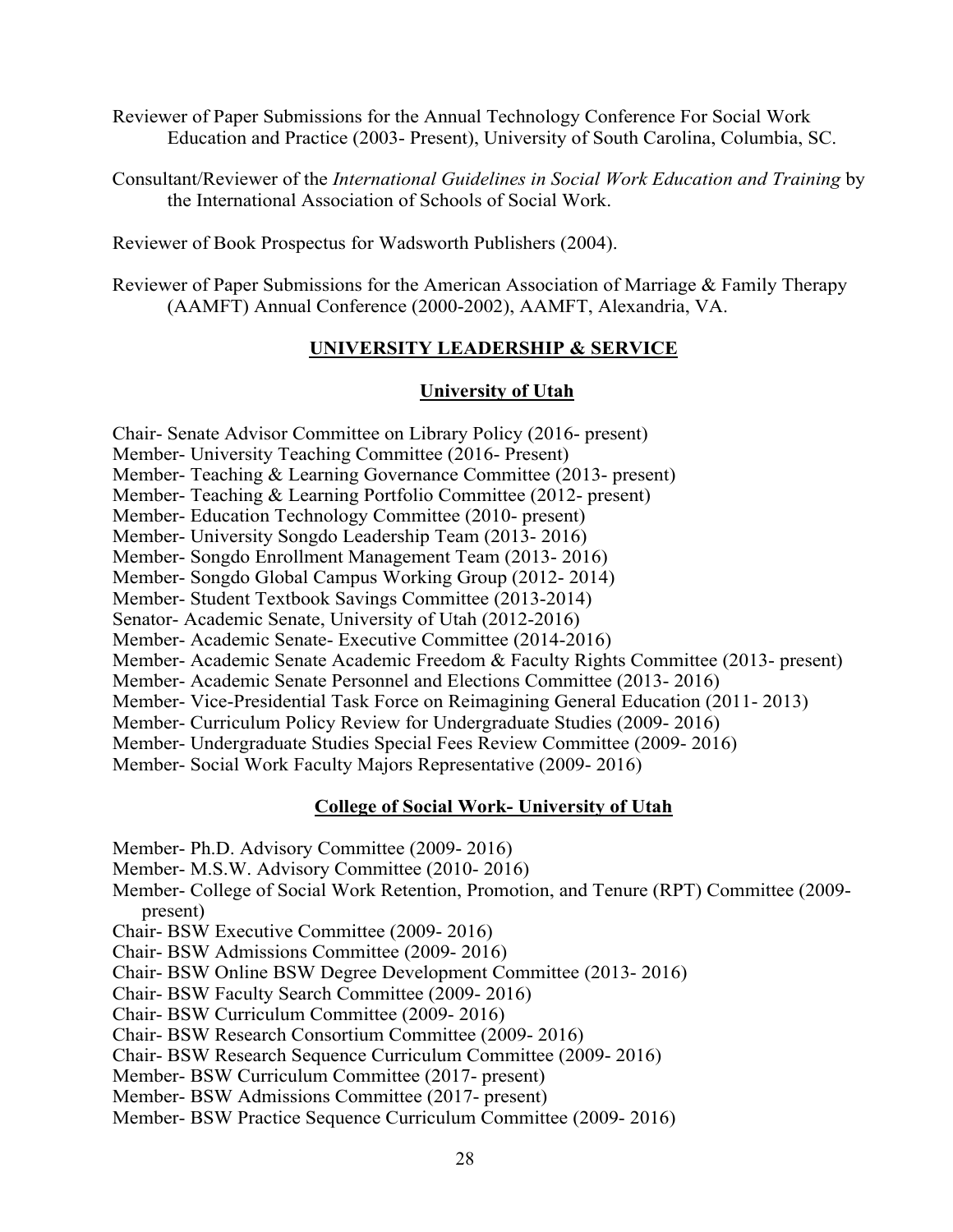Reviewer of Paper Submissions for the Annual Technology Conference For Social Work Education and Practice (2003- Present), University of South Carolina, Columbia, SC.

Consultant/Reviewer of the *International Guidelines in Social Work Education and Training* by the International Association of Schools of Social Work.

Reviewer of Book Prospectus for Wadsworth Publishers (2004).

Reviewer of Paper Submissions for the American Association of Marriage & Family Therapy (AAMFT) Annual Conference (2000-2002), AAMFT, Alexandria, VA.

## UNIVERSITY LEADERSHIP & SERVICE

### University of Utah

Chair- Senate Advisor Committee on Library Policy (2016- present)
Member- University Teaching Committee (2016- Present)
Member- Teaching & Learning Governance Committee (2013- present)
Member- Teaching & Learning Portfolio Committee (2012- present)
Member- Education Technology Committee (2010- present)
Member- University Songdo Leadership Team (2013- 2016)
Member- Songdo Enrollment Management Team (2013- 2016)
Member- Songdo Global Campus Working Group (2012- 2014)
Member- Student Textbook Savings Committee (2013-2014)
Senator- Academic Senate, University of Utah (2012-2016)
Member- Academic Senate- Executive Committee (2014-2016)
Member- Academic Senate Academic Freedom & Faculty Rights Committee (2013- present)
Member- Academic Senate Personnel and Elections Committee (2013- 2016)
Member- Vice-Presidential Task Force on Reimagining General Education (2011- 2013)
Member- Curriculum Policy Review for Undergraduate Studies (2009- 2016)
Member- Undergraduate Studies Special Fees Review Committee (2009- 2016)
Member- Social Work Faculty Majors Representative (2009- 2016)

### College of Social Work- University of Utah

Member- Ph.D. Advisory Committee (2009- 2016)
Member- M.S.W. Advisory Committee (2010- 2016)
Member- College of Social Work Retention, Promotion, and Tenure (RPT) Committee (2009- present)
Chair- BSW Executive Committee (2009- 2016)
Chair- BSW Admissions Committee (2009- 2016)
Chair- BSW Online BSW Degree Development Committee (2013- 2016)
Chair- BSW Faculty Search Committee (2009- 2016)
Chair- BSW Curriculum Committee (2009- 2016)
Chair- BSW Research Consortium Committee (2009- 2016)
Chair- BSW Research Sequence Curriculum Committee (2009- 2016)
Member- BSW Curriculum Committee (2017- present)
Member- BSW Admissions Committee (2017- present)
Member- BSW Practice Sequence Curriculum Committee (2009- 2016)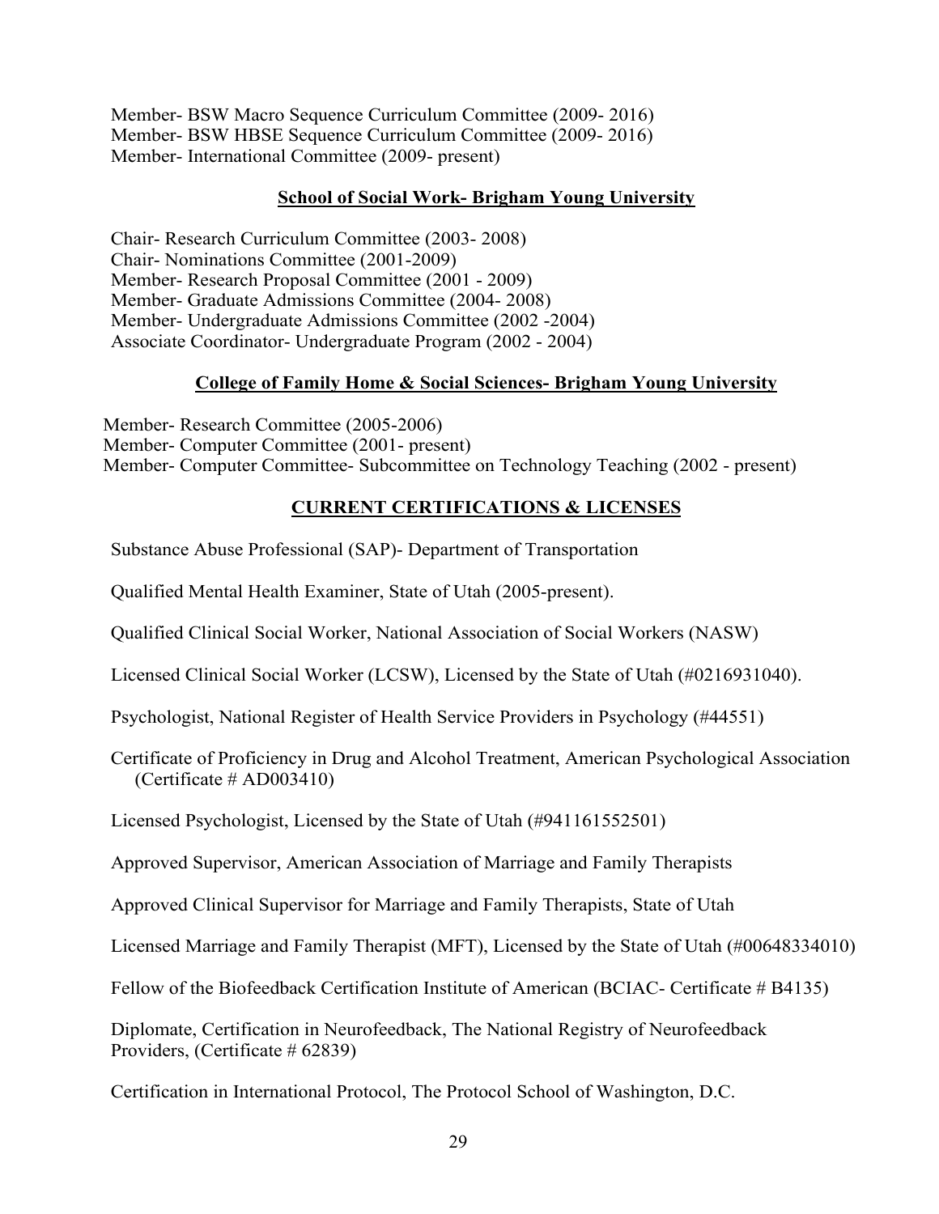Member- BSW Macro Sequence Curriculum Committee (2009- 2016)
Member- BSW HBSE Sequence Curriculum Committee (2009- 2016)
Member- International Committee (2009- present)

### School of Social Work- Brigham Young University

Chair- Research Curriculum Committee (2003- 2008)
Chair- Nominations Committee (2001-2009)
Member- Research Proposal Committee (2001 - 2009)
Member- Graduate Admissions Committee (2004- 2008)
Member- Undergraduate Admissions Committee (2002 -2004)
Associate Coordinator- Undergraduate Program (2002 - 2004)

### College of Family Home & Social Sciences- Brigham Young University

Member- Research Committee (2005-2006)
Member- Computer Committee (2001- present)
Member- Computer Committee- Subcommittee on Technology Teaching (2002 - present)

## CURRENT CERTIFICATIONS & LICENSES

Substance Abuse Professional (SAP)- Department of Transportation

Qualified Mental Health Examiner, State of Utah (2005-present).

Qualified Clinical Social Worker, National Association of Social Workers (NASW)

Licensed Clinical Social Worker (LCSW), Licensed by the State of Utah (#0216931040).

Psychologist, National Register of Health Service Providers in Psychology (#44551)

Certificate of Proficiency in Drug and Alcohol Treatment, American Psychological Association (Certificate # AD003410)

Licensed Psychologist, Licensed by the State of Utah (#941161552501)

Approved Supervisor, American Association of Marriage and Family Therapists

Approved Clinical Supervisor for Marriage and Family Therapists, State of Utah

Licensed Marriage and Family Therapist (MFT), Licensed by the State of Utah (#00648334010)

Fellow of the Biofeedback Certification Institute of American (BCIAC- Certificate # B4135)

Diplomate, Certification in Neurofeedback, The National Registry of Neurofeedback Providers, (Certificate # 62839)

Certification in International Protocol, The Protocol School of Washington, D.C.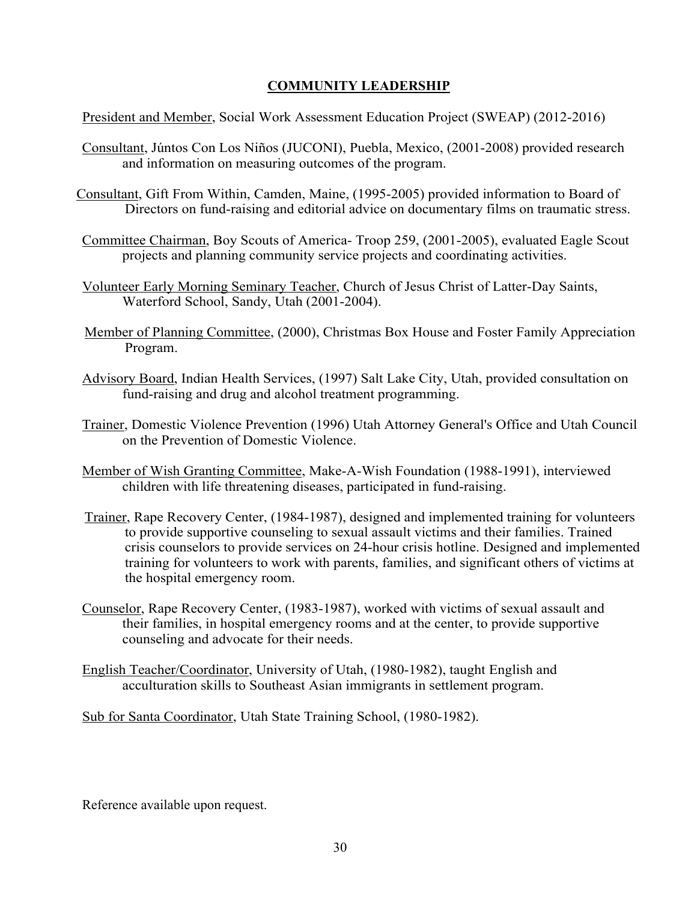## COMMUNITY LEADERSHIP

President and Member, Social Work Assessment Education Project (SWEAP) (2012-2016)

Consultant, Júntos Con Los Niños (JUCONI), Puebla, Mexico, (2001-2008) provided research and information on measuring outcomes of the program.

Consultant, Gift From Within, Camden, Maine, (1995-2005) provided information to Board of Directors on fund-raising and editorial advice on documentary films on traumatic stress.

Committee Chairman, Boy Scouts of America- Troop 259, (2001-2005), evaluated Eagle Scout projects and planning community service projects and coordinating activities.

Volunteer Early Morning Seminary Teacher, Church of Jesus Christ of Latter-Day Saints, Waterford School, Sandy, Utah (2001-2004).

Member of Planning Committee, (2000), Christmas Box House and Foster Family Appreciation Program.

Advisory Board, Indian Health Services, (1997) Salt Lake City, Utah, provided consultation on fund-raising and drug and alcohol treatment programming.

Trainer, Domestic Violence Prevention (1996) Utah Attorney General's Office and Utah Council on the Prevention of Domestic Violence.

Member of Wish Granting Committee, Make-A-Wish Foundation (1988-1991), interviewed children with life threatening diseases, participated in fund-raising.

Trainer, Rape Recovery Center, (1984-1987), designed and implemented training for volunteers to provide supportive counseling to sexual assault victims and their families. Trained crisis counselors to provide services on 24-hour crisis hotline. Designed and implemented training for volunteers to work with parents, families, and significant others of victims at the hospital emergency room.

Counselor, Rape Recovery Center, (1983-1987), worked with victims of sexual assault and their families, in hospital emergency rooms and at the center, to provide supportive counseling and advocate for their needs.

English Teacher/Coordinator, University of Utah, (1980-1982), taught English and acculturation skills to Southeast Asian immigrants in settlement program.

Sub for Santa Coordinator, Utah State Training School, (1980-1982).

Reference available upon request.